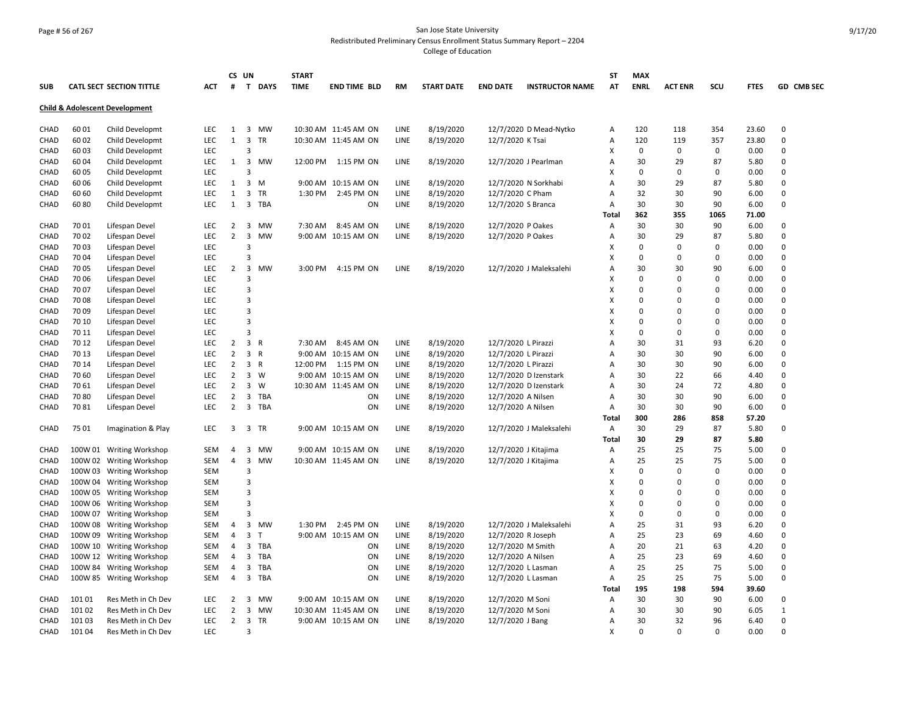San Jose State University

Redistributed Preliminary Census Enrollment Status Summary Report – 2204

College of Education

| SUB | CATL SECT | SECTION TITTLE | ACT | CS # | UN T | DAYS | START TIME | END TIME | BLD | RM | START DATE | END DATE | INSTRUCTOR NAME | ST AT | MAX ENRL | ACT ENR | SCU | FTES | GD | CMB SEC |
|---|---|---|---|---|---|---|---|---|---|---|---|---|---|---|---|---|---|---|---|---|
| **Child & Adolescent Development** | | | | | | | | | | | | | | | | | | | | |
| CHAD | 60 01 | Child Developmt | LEC | 1 | 3 | MW | 10:30 AM | 11:45 AM | ON | LINE | 8/19/2020 | 12/7/2020 | D Mead-Nytko | A | 120 | 118 | 354 | 23.60 | 0 | |
| CHAD | 60 02 | Child Developmt | LEC | 1 | 3 | TR | 10:30 AM | 11:45 AM | ON | LINE | 8/19/2020 | 12/7/2020 | K Tsai | A | 120 | 119 | 357 | 23.80 | 0 | |
| CHAD | 60 03 | Child Developmt | LEC | | 3 | | | | | | | | | X | 0 | 0 | 0 | 0.00 | 0 | |
| CHAD | 60 04 | Child Developmt | LEC | 1 | 3 | MW | 12:00 PM | 1:15 PM | ON | LINE | 8/19/2020 | 12/7/2020 | J Pearlman | A | 30 | 29 | 87 | 5.80 | 0 | |
| CHAD | 60 05 | Child Developmt | LEC | | 3 | | | | | | | | | X | 0 | 0 | 0 | 0.00 | 0 | |
| CHAD | 60 06 | Child Developmt | LEC | 1 | 3 | M | 9:00 AM | 10:15 AM | ON | LINE | 8/19/2020 | 12/7/2020 | N Sorkhabi | A | 30 | 29 | 87 | 5.80 | 0 | |
| CHAD | 60 60 | Child Developmt | LEC | 1 | 3 | TR | 1:30 PM | 2:45 PM | ON | LINE | 8/19/2020 | 12/7/2020 | C Pham | A | 32 | 30 | 90 | 6.00 | 0 | |
| CHAD | 60 80 | Child Developmt | LEC | 1 | 3 | TBA | | | ON | LINE | 8/19/2020 | 12/7/2020 | S Branca | A | 30 | 30 | 90 | 6.00 | 0 | |
| | | | | | | | | | | | | | | **Total** | **362** | **355** | **1065** | **71.00** | | |
| CHAD | 70 01 | Lifespan Devel | LEC | 2 | 3 | MW | 7:30 AM | 8:45 AM | ON | LINE | 8/19/2020 | 12/7/2020 | P Oakes | A | 30 | 30 | 90 | 6.00 | 0 | |
| CHAD | 70 02 | Lifespan Devel | LEC | 2 | 3 | MW | 9:00 AM | 10:15 AM | ON | LINE | 8/19/2020 | 12/7/2020 | P Oakes | A | 30 | 29 | 87 | 5.80 | 0 | |
| CHAD | 70 03 | Lifespan Devel | LEC | | 3 | | | | | | | | | X | 0 | 0 | 0 | 0.00 | 0 | |
| CHAD | 70 04 | Lifespan Devel | LEC | | 3 | | | | | | | | | X | 0 | 0 | 0 | 0.00 | 0 | |
| CHAD | 70 05 | Lifespan Devel | LEC | 2 | 3 | MW | 3:00 PM | 4:15 PM | ON | LINE | 8/19/2020 | 12/7/2020 | J Maleksalehi | A | 30 | 30 | 90 | 6.00 | 0 | |
| CHAD | 70 06 | Lifespan Devel | LEC | | 3 | | | | | | | | | X | 0 | 0 | 0 | 0.00 | 0 | |
| CHAD | 70 07 | Lifespan Devel | LEC | | 3 | | | | | | | | | X | 0 | 0 | 0 | 0.00 | 0 | |
| CHAD | 70 08 | Lifespan Devel | LEC | | 3 | | | | | | | | | X | 0 | 0 | 0 | 0.00 | 0 | |
| CHAD | 70 09 | Lifespan Devel | LEC | | 3 | | | | | | | | | X | 0 | 0 | 0 | 0.00 | 0 | |
| CHAD | 70 10 | Lifespan Devel | LEC | | 3 | | | | | | | | | X | 0 | 0 | 0 | 0.00 | 0 | |
| CHAD | 70 11 | Lifespan Devel | LEC | | 3 | | | | | | | | | X | 0 | 0 | 0 | 0.00 | 0 | |
| CHAD | 70 12 | Lifespan Devel | LEC | 2 | 3 | R | 7:30 AM | 8:45 AM | ON | LINE | 8/19/2020 | 12/7/2020 | L Pirazzi | A | 30 | 31 | 93 | 6.20 | 0 | |
| CHAD | 70 13 | Lifespan Devel | LEC | 2 | 3 | R | 9:00 AM | 10:15 AM | ON | LINE | 8/19/2020 | 12/7/2020 | L Pirazzi | A | 30 | 30 | 90 | 6.00 | 0 | |
| CHAD | 70 14 | Lifespan Devel | LEC | 2 | 3 | R | 12:00 PM | 1:15 PM | ON | LINE | 8/19/2020 | 12/7/2020 | L Pirazzi | A | 30 | 30 | 90 | 6.00 | 0 | |
| CHAD | 70 60 | Lifespan Devel | LEC | 2 | 3 | W | 9:00 AM | 10:15 AM | ON | LINE | 8/19/2020 | 12/7/2020 | D Izenstark | A | 30 | 22 | 66 | 4.40 | 0 | |
| CHAD | 70 61 | Lifespan Devel | LEC | 2 | 3 | W | 10:30 AM | 11:45 AM | ON | LINE | 8/19/2020 | 12/7/2020 | D Izenstark | A | 30 | 24 | 72 | 4.80 | 0 | |
| CHAD | 70 80 | Lifespan Devel | LEC | 2 | 3 | TBA | | | ON | LINE | 8/19/2020 | 12/7/2020 | A Nilsen | A | 30 | 30 | 90 | 6.00 | 0 | |
| CHAD | 70 81 | Lifespan Devel | LEC | 2 | 3 | TBA | | | ON | LINE | 8/19/2020 | 12/7/2020 | A Nilsen | A | 30 | 30 | 90 | 6.00 | 0 | |
| | | | | | | | | | | | | | | **Total** | **300** | **286** | **858** | **57.20** | | |
| CHAD | 75 01 | Imagination & Play | LEC | 3 | 3 | TR | 9:00 AM | 10:15 AM | ON | LINE | 8/19/2020 | 12/7/2020 | J Maleksalehi | A | 30 | 29 | 87 | 5.80 | 0 | |
| | | | | | | | | | | | | | | **Total** | **30** | **29** | **87** | **5.80** | | |
| CHAD | 100W 01 | Writing Workshop | SEM | 4 | 3 | MW | 9:00 AM | 10:15 AM | ON | LINE | 8/19/2020 | 12/7/2020 | J Kitajima | A | 25 | 25 | 75 | 5.00 | 0 | |
| CHAD | 100W 02 | Writing Workshop | SEM | 4 | 3 | MW | 10:30 AM | 11:45 AM | ON | LINE | 8/19/2020 | 12/7/2020 | J Kitajima | A | 25 | 25 | 75 | 5.00 | 0 | |
| CHAD | 100W 03 | Writing Workshop | SEM | | 3 | | | | | | | | | X | 0 | 0 | 0 | 0.00 | 0 | |
| CHAD | 100W 04 | Writing Workshop | SEM | | 3 | | | | | | | | | X | 0 | 0 | 0 | 0.00 | 0 | |
| CHAD | 100W 05 | Writing Workshop | SEM | | 3 | | | | | | | | | X | 0 | 0 | 0 | 0.00 | 0 | |
| CHAD | 100W 06 | Writing Workshop | SEM | | 3 | | | | | | | | | X | 0 | 0 | 0 | 0.00 | 0 | |
| CHAD | 100W 07 | Writing Workshop | SEM | | 3 | | | | | | | | | X | 0 | 0 | 0 | 0.00 | 0 | |
| CHAD | 100W 08 | Writing Workshop | SEM | 4 | 3 | MW | 1:30 PM | 2:45 PM | ON | LINE | 8/19/2020 | 12/7/2020 | J Maleksalehi | A | 25 | 31 | 93 | 6.20 | 0 | |
| CHAD | 100W 09 | Writing Workshop | SEM | 4 | 3 | T | 9:00 AM | 10:15 AM | ON | LINE | 8/19/2020 | 12/7/2020 | R Joseph | A | 25 | 23 | 69 | 4.60 | 0 | |
| CHAD | 100W 10 | Writing Workshop | SEM | 4 | 3 | TBA | | | ON | LINE | 8/19/2020 | 12/7/2020 | M Smith | A | 20 | 21 | 63 | 4.20 | 0 | |
| CHAD | 100W 12 | Writing Workshop | SEM | 4 | 3 | TBA | | | ON | LINE | 8/19/2020 | 12/7/2020 | A Nilsen | A | 25 | 23 | 69 | 4.60 | 0 | |
| CHAD | 100W 84 | Writing Workshop | SEM | 4 | 3 | TBA | | | ON | LINE | 8/19/2020 | 12/7/2020 | L Lasman | A | 25 | 25 | 75 | 5.00 | 0 | |
| CHAD | 100W 85 | Writing Workshop | SEM | 4 | 3 | TBA | | | ON | LINE | 8/19/2020 | 12/7/2020 | L Lasman | A | 25 | 25 | 75 | 5.00 | 0 | |
| | | | | | | | | | | | | | | **Total** | **195** | **198** | **594** | **39.60** | | |
| CHAD | 101 01 | Res Meth in Ch Dev | LEC | 2 | 3 | MW | 9:00 AM | 10:15 AM | ON | LINE | 8/19/2020 | 12/7/2020 | M Soni | A | 30 | 30 | 90 | 6.00 | 0 | |
| CHAD | 101 02 | Res Meth in Ch Dev | LEC | 2 | 3 | MW | 10:30 AM | 11:45 AM | ON | LINE | 8/19/2020 | 12/7/2020 | M Soni | A | 30 | 30 | 90 | 6.05 | 1 | |
| CHAD | 101 03 | Res Meth in Ch Dev | LEC | 2 | 3 | TR | 9:00 AM | 10:15 AM | ON | LINE | 8/19/2020 | 12/7/2020 | J Bang | A | 30 | 32 | 96 | 6.40 | 0 | |
| CHAD | 101 04 | Res Meth in Ch Dev | LEC | | 3 | | | | | | | | | X | 0 | 0 | 0 | 0.00 | 0 | |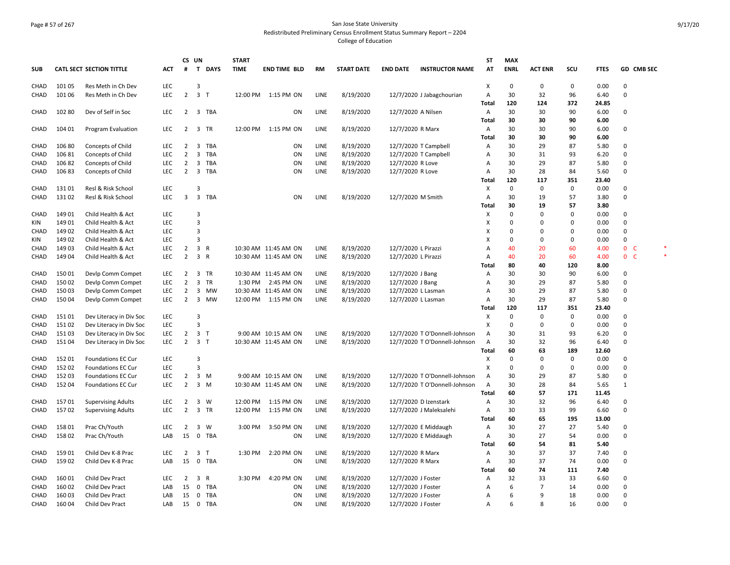San Jose State University
Redistributed Preliminary Census Enrollment Status Summary Report – 2204
College of Education

| SUB | CATL SECT | SECTION TITTLE | ACT | CS # | UN T | DAYS | START TIME | END TIME | BLD | RM | START DATE | END DATE | INSTRUCTOR NAME | ST AT | MAX ENRL | ACT ENR | SCU | FTES | GD | CMB SEC | |
|---|---|---|---|---|---|---|---|---|---|---|---|---|---|---|---|---|---|---|---|---|---|
| CHAD | 101 05 | Res Meth in Ch Dev | LEC | | 3 | | | | | | | | | X | 0 | 0 | 0 | 0.00 | 0 | | |
| CHAD | 101 06 | Res Meth in Ch Dev | LEC | 2 | 3 | T | 12:00 PM | 1:15 PM | ON | LINE | 8/19/2020 | 12/7/2020 | J Jabagchourian | A | 30 | 32 | 96 | 6.40 | 0 | | |
| | | | | | | | | | | | | | | Total | 120 | 124 | 372 | 24.85 | | | |
| CHAD | 102 80 | Dev of Self in Soc | LEC | 2 | 3 | TBA | | | ON | LINE | 8/19/2020 | 12/7/2020 | A Nilsen | A | 30 | 30 | 90 | 6.00 | 0 | | |
| | | | | | | | | | | | | | | Total | 30 | 30 | 90 | 6.00 | | | |
| CHAD | 104 01 | Program Evaluation | LEC | 2 | 3 | TR | 12:00 PM | 1:15 PM | ON | LINE | 8/19/2020 | 12/7/2020 | R Marx | A | 30 | 30 | 90 | 6.00 | 0 | | |
| | | | | | | | | | | | | | | Total | 30 | 30 | 90 | 6.00 | | | |
| CHAD | 106 80 | Concepts of Child | LEC | 2 | 3 | TBA | | | ON | LINE | 8/19/2020 | 12/7/2020 | T Campbell | A | 30 | 29 | 87 | 5.80 | 0 | | |
| CHAD | 106 81 | Concepts of Child | LEC | 2 | 3 | TBA | | | ON | LINE | 8/19/2020 | 12/7/2020 | T Campbell | A | 30 | 31 | 93 | 6.20 | 0 | | |
| CHAD | 106 82 | Concepts of Child | LEC | 2 | 3 | TBA | | | ON | LINE | 8/19/2020 | 12/7/2020 | R Love | A | 30 | 29 | 87 | 5.80 | 0 | | |
| CHAD | 106 83 | Concepts of Child | LEC | 2 | 3 | TBA | | | ON | LINE | 8/19/2020 | 12/7/2020 | R Love | A | 30 | 28 | 84 | 5.60 | 0 | | |
| | | | | | | | | | | | | | | Total | 120 | 117 | 351 | 23.40 | | | |
| CHAD | 131 01 | Resl & Risk School | LEC | | 3 | | | | | | | | | X | 0 | 0 | 0 | 0.00 | 0 | | |
| CHAD | 131 02 | Resl & Risk School | LEC | 3 | 3 | TBA | | | ON | LINE | 8/19/2020 | 12/7/2020 | M Smith | A | 30 | 19 | 57 | 3.80 | 0 | | |
| | | | | | | | | | | | | | | Total | 30 | 19 | 57 | 3.80 | | | |
| CHAD | 149 01 | Child Health & Act | LEC | | 3 | | | | | | | | | X | 0 | 0 | 0 | 0.00 | 0 | | |
| KIN | 149 01 | Child Health & Act | LEC | | 3 | | | | | | | | | X | 0 | 0 | 0 | 0.00 | 0 | | |
| CHAD | 149 02 | Child Health & Act | LEC | | 3 | | | | | | | | | X | 0 | 0 | 0 | 0.00 | 0 | | |
| KIN | 149 02 | Child Health & Act | LEC | | 3 | | | | | | | | | X | 0 | 0 | 0 | 0.00 | 0 | | |
| CHAD | 149 03 | Child Health & Act | LEC | 2 | 3 | R | 10:30 AM | 11:45 AM | ON | LINE | 8/19/2020 | 12/7/2020 | L Pirazzi | A | 40 | 20 | 60 | 4.00 | 0 | C | * |
| CHAD | 149 04 | Child Health & Act | LEC | 2 | 3 | R | 10:30 AM | 11:45 AM | ON | LINE | 8/19/2020 | 12/7/2020 | L Pirazzi | A | 40 | 20 | 60 | 4.00 | 0 | C | * |
| | | | | | | | | | | | | | | Total | 80 | 40 | 120 | 8.00 | | | |
| CHAD | 150 01 | Devlp Comm Compet | LEC | 2 | 3 | TR | 10:30 AM | 11:45 AM | ON | LINE | 8/19/2020 | 12/7/2020 | J Bang | A | 30 | 30 | 90 | 6.00 | 0 | | |
| CHAD | 150 02 | Devlp Comm Compet | LEC | 2 | 3 | TR | 1:30 PM | 2:45 PM | ON | LINE | 8/19/2020 | 12/7/2020 | J Bang | A | 30 | 29 | 87 | 5.80 | 0 | | |
| CHAD | 150 03 | Devlp Comm Compet | LEC | 2 | 3 | MW | 10:30 AM | 11:45 AM | ON | LINE | 8/19/2020 | 12/7/2020 | L Lasman | A | 30 | 29 | 87 | 5.80 | 0 | | |
| CHAD | 150 04 | Devlp Comm Compet | LEC | 2 | 3 | MW | 12:00 PM | 1:15 PM | ON | LINE | 8/19/2020 | 12/7/2020 | L Lasman | A | 30 | 29 | 87 | 5.80 | 0 | | |
| | | | | | | | | | | | | | | Total | 120 | 117 | 351 | 23.40 | | | |
| CHAD | 151 01 | Dev Literacy in Div Soc | LEC | | 3 | | | | | | | | | X | 0 | 0 | 0 | 0.00 | 0 | | |
| CHAD | 151 02 | Dev Literacy in Div Soc | LEC | | 3 | | | | | | | | | X | 0 | 0 | 0 | 0.00 | 0 | | |
| CHAD | 151 03 | Dev Literacy in Div Soc | LEC | 2 | 3 | T | 9:00 AM | 10:15 AM | ON | LINE | 8/19/2020 | 12/7/2020 | T O'Donnell-Johnson | A | 30 | 31 | 93 | 6.20 | 0 | | |
| CHAD | 151 04 | Dev Literacy in Div Soc | LEC | 2 | 3 | T | 10:30 AM | 11:45 AM | ON | LINE | 8/19/2020 | 12/7/2020 | T O'Donnell-Johnson | A | 30 | 32 | 96 | 6.40 | 0 | | |
| | | | | | | | | | | | | | | Total | 60 | 63 | 189 | 12.60 | | | |
| CHAD | 152 01 | Foundations EC Cur | LEC | | 3 | | | | | | | | | X | 0 | 0 | 0 | 0.00 | 0 | | |
| CHAD | 152 02 | Foundations EC Cur | LEC | | 3 | | | | | | | | | X | 0 | 0 | 0 | 0.00 | 0 | | |
| CHAD | 152 03 | Foundations EC Cur | LEC | 2 | 3 | M | 9:00 AM | 10:15 AM | ON | LINE | 8/19/2020 | 12/7/2020 | T O'Donnell-Johnson | A | 30 | 29 | 87 | 5.80 | 0 | | |
| CHAD | 152 04 | Foundations EC Cur | LEC | 2 | 3 | M | 10:30 AM | 11:45 AM | ON | LINE | 8/19/2020 | 12/7/2020 | T O'Donnell-Johnson | A | 30 | 28 | 84 | 5.65 | 1 | | |
| | | | | | | | | | | | | | | Total | 60 | 57 | 171 | 11.45 | | | |
| CHAD | 157 01 | Supervising Adults | LEC | 2 | 3 | W | 12:00 PM | 1:15 PM | ON | LINE | 8/19/2020 | 12/7/2020 | D Izenstark | A | 30 | 32 | 96 | 6.40 | 0 | | |
| CHAD | 157 02 | Supervising Adults | LEC | 2 | 3 | TR | 12:00 PM | 1:15 PM | ON | LINE | 8/19/2020 | 12/7/2020 | J Maleksalehi | A | 30 | 33 | 99 | 6.60 | 0 | | |
| | | | | | | | | | | | | | | Total | 60 | 65 | 195 | 13.00 | | | |
| CHAD | 158 01 | Prac Ch/Youth | LEC | 2 | 3 | W | 3:00 PM | 3:50 PM | ON | LINE | 8/19/2020 | 12/7/2020 | E Middaugh | A | 30 | 27 | 27 | 5.40 | 0 | | |
| CHAD | 158 02 | Prac Ch/Youth | LAB | 15 | 0 | TBA | | | ON | LINE | 8/19/2020 | 12/7/2020 | E Middaugh | A | 30 | 27 | 54 | 0.00 | 0 | | |
| | | | | | | | | | | | | | | Total | 60 | 54 | 81 | 5.40 | | | |
| CHAD | 159 01 | Child Dev K-8 Prac | LEC | 2 | 3 | T | 1:30 PM | 2:20 PM | ON | LINE | 8/19/2020 | 12/7/2020 | R Marx | A | 30 | 37 | 37 | 7.40 | 0 | | |
| CHAD | 159 02 | Child Dev K-8 Prac | LAB | 15 | 0 | TBA | | | ON | LINE | 8/19/2020 | 12/7/2020 | R Marx | A | 30 | 37 | 74 | 0.00 | 0 | | |
| | | | | | | | | | | | | | | Total | 60 | 74 | 111 | 7.40 | | | |
| CHAD | 160 01 | Child Dev Pract | LEC | 2 | 3 | R | 3:30 PM | 4:20 PM | ON | LINE | 8/19/2020 | 12/7/2020 | J Foster | A | 32 | 33 | 33 | 6.60 | 0 | | |
| CHAD | 160 02 | Child Dev Pract | LAB | 15 | 0 | TBA | | | ON | LINE | 8/19/2020 | 12/7/2020 | J Foster | A | 6 | 7 | 14 | 0.00 | 0 | | |
| CHAD | 160 03 | Child Dev Pract | LAB | 15 | 0 | TBA | | | ON | LINE | 8/19/2020 | 12/7/2020 | J Foster | A | 6 | 9 | 18 | 0.00 | 0 | | |
| CHAD | 160 04 | Child Dev Pract | LAB | 15 | 0 | TBA | | | ON | LINE | 8/19/2020 | 12/7/2020 | J Foster | A | 6 | 8 | 16 | 0.00 | 0 | | |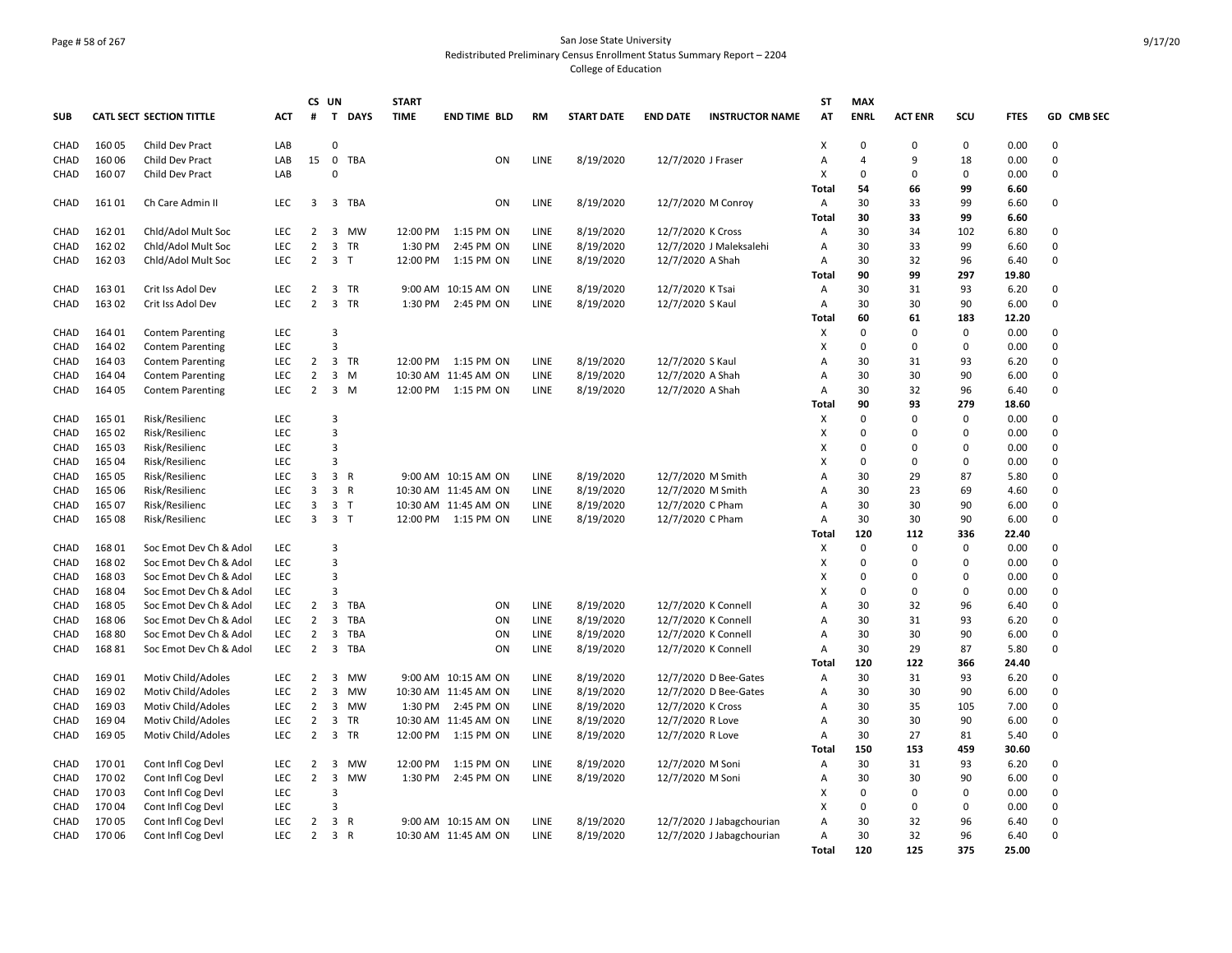San Jose State University
Redistributed Preliminary Census Enrollment Status Summary Report – 2204
College of Education

| SUB | CATL SECT | SECTION TITTLE | ACT | CS # | UN T | DAYS | START TIME | END TIME | BLD | RM | START DATE | END DATE | INSTRUCTOR NAME | ST AT | MAX ENRL | ACT ENR | SCU | FTES | GD | CMB SEC |
|---|---|---|---|---|---|---|---|---|---|---|---|---|---|---|---|---|---|---|---|---|
| CHAD | 160 05 | Child Dev Pract | LAB | | 0 | | | | | | | | | X | 0 | 0 | 0 | 0.00 | 0 | |
| CHAD | 160 06 | Child Dev Pract | LAB | 15 | 0 | TBA | | | ON | LINE | 8/19/2020 | 12/7/2020 | J Fraser | A | 4 | 9 | 18 | 0.00 | 0 | |
| CHAD | 160 07 | Child Dev Pract | LAB | | 0 | | | | | | | | | X | 0 | 0 | 0 | 0.00 | 0 | |
| | | | | | | | | | | | | | | Total | 54 | 66 | 99 | 6.60 | | |
| CHAD | 161 01 | Ch Care Admin II | LEC | 3 | 3 | TBA | | | ON | LINE | 8/19/2020 | 12/7/2020 | M Conroy | A | 30 | 33 | 99 | 6.60 | 0 | |
| | | | | | | | | | | | | | | Total | 30 | 33 | 99 | 6.60 | | |
| CHAD | 162 01 | Chld/Adol Mult Soc | LEC | 2 | 3 | MW | 12:00 PM | 1:15 PM | ON | LINE | 8/19/2020 | 12/7/2020 | K Cross | A | 30 | 34 | 102 | 6.80 | 0 | |
| CHAD | 162 02 | Chld/Adol Mult Soc | LEC | 2 | 3 | TR | 1:30 PM | 2:45 PM | ON | LINE | 8/19/2020 | 12/7/2020 | J Maleksalehi | A | 30 | 33 | 99 | 6.60 | 0 | |
| CHAD | 162 03 | Chld/Adol Mult Soc | LEC | 2 | 3 | T | 12:00 PM | 1:15 PM | ON | LINE | 8/19/2020 | 12/7/2020 | A Shah | A | 30 | 32 | 96 | 6.40 | 0 | |
| | | | | | | | | | | | | | | Total | 90 | 99 | 297 | 19.80 | | |
| CHAD | 163 01 | Crit Iss Adol Dev | LEC | 2 | 3 | TR | 9:00 AM | 10:15 AM | ON | LINE | 8/19/2020 | 12/7/2020 | K Tsai | A | 30 | 31 | 93 | 6.20 | 0 | |
| CHAD | 163 02 | Crit Iss Adol Dev | LEC | 2 | 3 | TR | 1:30 PM | 2:45 PM | ON | LINE | 8/19/2020 | 12/7/2020 | S Kaul | A | 30 | 30 | 90 | 6.00 | 0 | |
| | | | | | | | | | | | | | | Total | 60 | 61 | 183 | 12.20 | | |
| CHAD | 164 01 | Contem Parenting | LEC | | 3 | | | | | | | | | X | 0 | 0 | 0 | 0.00 | 0 | |
| CHAD | 164 02 | Contem Parenting | LEC | | 3 | | | | | | | | | X | 0 | 0 | 0 | 0.00 | 0 | |
| CHAD | 164 03 | Contem Parenting | LEC | 2 | 3 | TR | 12:00 PM | 1:15 PM | ON | LINE | 8/19/2020 | 12/7/2020 | S Kaul | A | 30 | 31 | 93 | 6.20 | 0 | |
| CHAD | 164 04 | Contem Parenting | LEC | 2 | 3 | M | 10:30 AM | 11:45 AM | ON | LINE | 8/19/2020 | 12/7/2020 | A Shah | A | 30 | 30 | 90 | 6.00 | 0 | |
| CHAD | 164 05 | Contem Parenting | LEC | 2 | 3 | M | 12:00 PM | 1:15 PM | ON | LINE | 8/19/2020 | 12/7/2020 | A Shah | A | 30 | 32 | 96 | 6.40 | 0 | |
| | | | | | | | | | | | | | | Total | 90 | 93 | 279 | 18.60 | | |
| CHAD | 165 01 | Risk/Resilienc | LEC | | 3 | | | | | | | | | X | 0 | 0 | 0 | 0.00 | 0 | |
| CHAD | 165 02 | Risk/Resilienc | LEC | | 3 | | | | | | | | | X | 0 | 0 | 0 | 0.00 | 0 | |
| CHAD | 165 03 | Risk/Resilienc | LEC | | 3 | | | | | | | | | X | 0 | 0 | 0 | 0.00 | 0 | |
| CHAD | 165 04 | Risk/Resilienc | LEC | | 3 | | | | | | | | | X | 0 | 0 | 0 | 0.00 | 0 | |
| CHAD | 165 05 | Risk/Resilienc | LEC | 3 | 3 | R | 9:00 AM | 10:15 AM | ON | LINE | 8/19/2020 | 12/7/2020 | M Smith | A | 30 | 29 | 87 | 5.80 | 0 | |
| CHAD | 165 06 | Risk/Resilienc | LEC | 3 | 3 | R | 10:30 AM | 11:45 AM | ON | LINE | 8/19/2020 | 12/7/2020 | M Smith | A | 30 | 23 | 69 | 4.60 | 0 | |
| CHAD | 165 07 | Risk/Resilienc | LEC | 3 | 3 | T | 10:30 AM | 11:45 AM | ON | LINE | 8/19/2020 | 12/7/2020 | C Pham | A | 30 | 30 | 90 | 6.00 | 0 | |
| CHAD | 165 08 | Risk/Resilienc | LEC | 3 | 3 | T | 12:00 PM | 1:15 PM | ON | LINE | 8/19/2020 | 12/7/2020 | C Pham | A | 30 | 30 | 90 | 6.00 | 0 | |
| | | | | | | | | | | | | | | Total | 120 | 112 | 336 | 22.40 | | |
| CHAD | 168 01 | Soc Emot Dev Ch & Adol | LEC | | 3 | | | | | | | | | X | 0 | 0 | 0 | 0.00 | 0 | |
| CHAD | 168 02 | Soc Emot Dev Ch & Adol | LEC | | 3 | | | | | | | | | X | 0 | 0 | 0 | 0.00 | 0 | |
| CHAD | 168 03 | Soc Emot Dev Ch & Adol | LEC | | 3 | | | | | | | | | X | 0 | 0 | 0 | 0.00 | 0 | |
| CHAD | 168 04 | Soc Emot Dev Ch & Adol | LEC | | 3 | | | | | | | | | X | 0 | 0 | 0 | 0.00 | 0 | |
| CHAD | 168 05 | Soc Emot Dev Ch & Adol | LEC | 2 | 3 | TBA | | | ON | LINE | 8/19/2020 | 12/7/2020 | K Connell | A | 30 | 32 | 96 | 6.40 | 0 | |
| CHAD | 168 06 | Soc Emot Dev Ch & Adol | LEC | 2 | 3 | TBA | | | ON | LINE | 8/19/2020 | 12/7/2020 | K Connell | A | 30 | 31 | 93 | 6.20 | 0 | |
| CHAD | 168 80 | Soc Emot Dev Ch & Adol | LEC | 2 | 3 | TBA | | | ON | LINE | 8/19/2020 | 12/7/2020 | K Connell | A | 30 | 30 | 90 | 6.00 | 0 | |
| CHAD | 168 81 | Soc Emot Dev Ch & Adol | LEC | 2 | 3 | TBA | | | ON | LINE | 8/19/2020 | 12/7/2020 | K Connell | A | 30 | 29 | 87 | 5.80 | 0 | |
| | | | | | | | | | | | | | | Total | 120 | 122 | 366 | 24.40 | | |
| CHAD | 169 01 | Motiv Child/Adoles | LEC | 2 | 3 | MW | 9:00 AM | 10:15 AM | ON | LINE | 8/19/2020 | 12/7/2020 | D Bee-Gates | A | 30 | 31 | 93 | 6.20 | 0 | |
| CHAD | 169 02 | Motiv Child/Adoles | LEC | 2 | 3 | MW | 10:30 AM | 11:45 AM | ON | LINE | 8/19/2020 | 12/7/2020 | D Bee-Gates | A | 30 | 30 | 90 | 6.00 | 0 | |
| CHAD | 169 03 | Motiv Child/Adoles | LEC | 2 | 3 | MW | 1:30 PM | 2:45 PM | ON | LINE | 8/19/2020 | 12/7/2020 | K Cross | A | 30 | 35 | 105 | 7.00 | 0 | |
| CHAD | 169 04 | Motiv Child/Adoles | LEC | 2 | 3 | TR | 10:30 AM | 11:45 AM | ON | LINE | 8/19/2020 | 12/7/2020 | R Love | A | 30 | 30 | 90 | 6.00 | 0 | |
| CHAD | 169 05 | Motiv Child/Adoles | LEC | 2 | 3 | TR | 12:00 PM | 1:15 PM | ON | LINE | 8/19/2020 | 12/7/2020 | R Love | A | 30 | 27 | 81 | 5.40 | 0 | |
| | | | | | | | | | | | | | | Total | 150 | 153 | 459 | 30.60 | | |
| CHAD | 170 01 | Cont Infl Cog Devl | LEC | 2 | 3 | MW | 12:00 PM | 1:15 PM | ON | LINE | 8/19/2020 | 12/7/2020 | M Soni | A | 30 | 31 | 93 | 6.20 | 0 | |
| CHAD | 170 02 | Cont Infl Cog Devl | LEC | 2 | 3 | MW | 1:30 PM | 2:45 PM | ON | LINE | 8/19/2020 | 12/7/2020 | M Soni | A | 30 | 30 | 90 | 6.00 | 0 | |
| CHAD | 170 03 | Cont Infl Cog Devl | LEC | | 3 | | | | | | | | | X | 0 | 0 | 0 | 0.00 | 0 | |
| CHAD | 170 04 | Cont Infl Cog Devl | LEC | | 3 | | | | | | | | | X | 0 | 0 | 0 | 0.00 | 0 | |
| CHAD | 170 05 | Cont Infl Cog Devl | LEC | 2 | 3 | R | 9:00 AM | 10:15 AM | ON | LINE | 8/19/2020 | 12/7/2020 | J Jabagchourian | A | 30 | 32 | 96 | 6.40 | 0 | |
| CHAD | 170 06 | Cont Infl Cog Devl | LEC | 2 | 3 | R | 10:30 AM | 11:45 AM | ON | LINE | 8/19/2020 | 12/7/2020 | J Jabagchourian | A | 30 | 32 | 96 | 6.40 | 0 | |
| | | | | | | | | | | | | | | Total | 120 | 125 | 375 | 25.00 | | |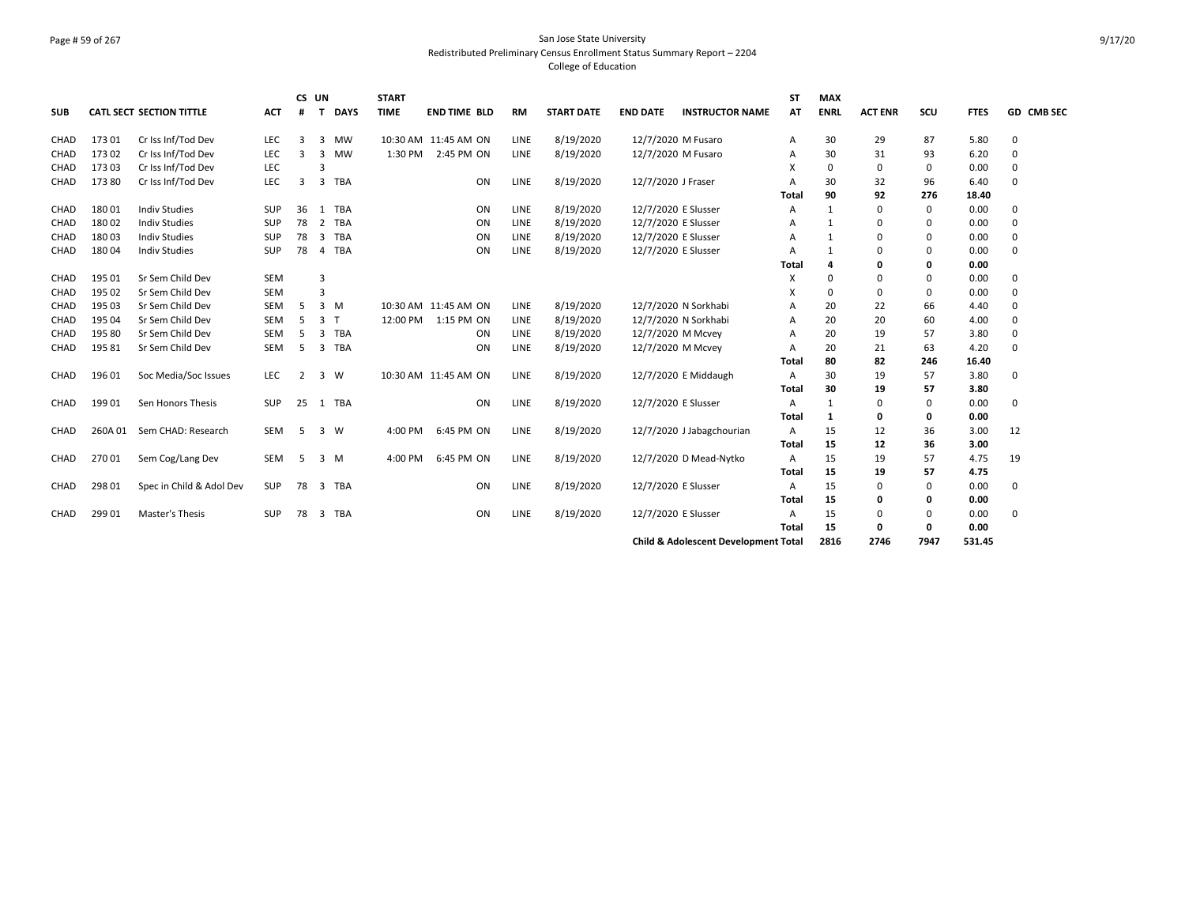San Jose State University

Redistributed Preliminary Census Enrollment Status Summary Report – 2204

College of Education

| SUB | CATL SECT | SECTION TITTLE | ACT | CS # | UN T | DAYS | START TIME | END TIME | BLD | RM | START DATE | END DATE | INSTRUCTOR NAME | ST AT | MAX ENRL | ACT ENR | SCU | FTES | GD | CMB SEC |
|---|---|---|---|---|---|---|---|---|---|---|---|---|---|---|---|---|---|---|---|---|
| CHAD | 173 01 | Cr Iss Inf/Tod Dev | LEC | 3 | 3 | MW | 10:30 AM | 11:45 AM | ON | LINE | 8/19/2020 | 12/7/2020 | M Fusaro | A | 30 | 29 | 87 | 5.80 | 0 | |
| CHAD | 173 02 | Cr Iss Inf/Tod Dev | LEC | 3 | 3 | MW | 1:30 PM | 2:45 PM | ON | LINE | 8/19/2020 | 12/7/2020 | M Fusaro | A | 30 | 31 | 93 | 6.20 | 0 | |
| CHAD | 173 03 | Cr Iss Inf/Tod Dev | LEC | | 3 | | | | | | | | | X | 0 | 0 | 0 | 0.00 | 0 | |
| CHAD | 173 80 | Cr Iss Inf/Tod Dev | LEC | 3 | 3 | TBA | | | ON | LINE | 8/19/2020 | 12/7/2020 | J Fraser | A | 30 | 32 | 96 | 6.40 | 0 | |
| | | | | | | | | | | | | | | **Total** | **90** | **92** | **276** | **18.40** | | |
| CHAD | 180 01 | Indiv Studies | SUP | 36 | 1 | TBA | | | ON | LINE | 8/19/2020 | 12/7/2020 | E Slusser | A | 1 | 0 | 0 | 0.00 | 0 | |
| CHAD | 180 02 | Indiv Studies | SUP | 78 | 2 | TBA | | | ON | LINE | 8/19/2020 | 12/7/2020 | E Slusser | A | 1 | 0 | 0 | 0.00 | 0 | |
| CHAD | 180 03 | Indiv Studies | SUP | 78 | 3 | TBA | | | ON | LINE | 8/19/2020 | 12/7/2020 | E Slusser | A | 1 | 0 | 0 | 0.00 | 0 | |
| CHAD | 180 04 | Indiv Studies | SUP | 78 | 4 | TBA | | | ON | LINE | 8/19/2020 | 12/7/2020 | E Slusser | A | 1 | 0 | 0 | 0.00 | 0 | |
| | | | | | | | | | | | | | | **Total** | **4** | **0** | **0** | **0.00** | | |
| CHAD | 195 01 | Sr Sem Child Dev | SEM | | 3 | | | | | | | | | X | 0 | 0 | 0 | 0.00 | 0 | |
| CHAD | 195 02 | Sr Sem Child Dev | SEM | | 3 | | | | | | | | | X | 0 | 0 | 0 | 0.00 | 0 | |
| CHAD | 195 03 | Sr Sem Child Dev | SEM | 5 | 3 | M | 10:30 AM | 11:45 AM | ON | LINE | 8/19/2020 | 12/7/2020 | N Sorkhabi | A | 20 | 22 | 66 | 4.40 | 0 | |
| CHAD | 195 04 | Sr Sem Child Dev | SEM | 5 | 3 | T | 12:00 PM | 1:15 PM | ON | LINE | 8/19/2020 | 12/7/2020 | N Sorkhabi | A | 20 | 20 | 60 | 4.00 | 0 | |
| CHAD | 195 80 | Sr Sem Child Dev | SEM | 5 | 3 | TBA | | | ON | LINE | 8/19/2020 | 12/7/2020 | M Mcvey | A | 20 | 19 | 57 | 3.80 | 0 | |
| CHAD | 195 81 | Sr Sem Child Dev | SEM | 5 | 3 | TBA | | | ON | LINE | 8/19/2020 | 12/7/2020 | M Mcvey | A | 20 | 21 | 63 | 4.20 | 0 | |
| | | | | | | | | | | | | | | **Total** | **80** | **82** | **246** | **16.40** | | |
| CHAD | 196 01 | Soc Media/Soc Issues | LEC | 2 | 3 | W | 10:30 AM | 11:45 AM | ON | LINE | 8/19/2020 | 12/7/2020 | E Middaugh | A | 30 | 19 | 57 | 3.80 | 0 | |
| | | | | | | | | | | | | | | **Total** | **30** | **19** | **57** | **3.80** | | |
| CHAD | 199 01 | Sen Honors Thesis | SUP | 25 | 1 | TBA | | | ON | LINE | 8/19/2020 | 12/7/2020 | E Slusser | A | 1 | 0 | 0 | 0.00 | 0 | |
| | | | | | | | | | | | | | | **Total** | **1** | **0** | **0** | **0.00** | | |
| CHAD | 260A 01 | Sem CHAD: Research | SEM | 5 | 3 | W | 4:00 PM | 6:45 PM | ON | LINE | 8/19/2020 | 12/7/2020 | J Jabagchourian | A | 15 | 12 | 36 | 3.00 | 12 | |
| | | | | | | | | | | | | | | **Total** | **15** | **12** | **36** | **3.00** | | |
| CHAD | 270 01 | Sem Cog/Lang Dev | SEM | 5 | 3 | M | 4:00 PM | 6:45 PM | ON | LINE | 8/19/2020 | 12/7/2020 | D Mead-Nytko | A | 15 | 19 | 57 | 4.75 | 19 | |
| | | | | | | | | | | | | | | **Total** | **15** | **19** | **57** | **4.75** | | |
| CHAD | 298 01 | Spec in Child & Adol Dev | SUP | 78 | 3 | TBA | | | ON | LINE | 8/19/2020 | 12/7/2020 | E Slusser | A | 15 | 0 | 0 | 0.00 | 0 | |
| | | | | | | | | | | | | | | **Total** | **15** | **0** | **0** | **0.00** | | |
| CHAD | 299 01 | Master's Thesis | SUP | 78 | 3 | TBA | | | ON | LINE | 8/19/2020 | 12/7/2020 | E Slusser | A | 15 | 0 | 0 | 0.00 | 0 | |
| | | | | | | | | | | | | | | **Total** | **15** | **0** | **0** | **0.00** | | |
| | | | | | | | | | | | | | **Child & Adolescent Development Total** | | **2816** | **2746** | **7947** | **531.45** | | |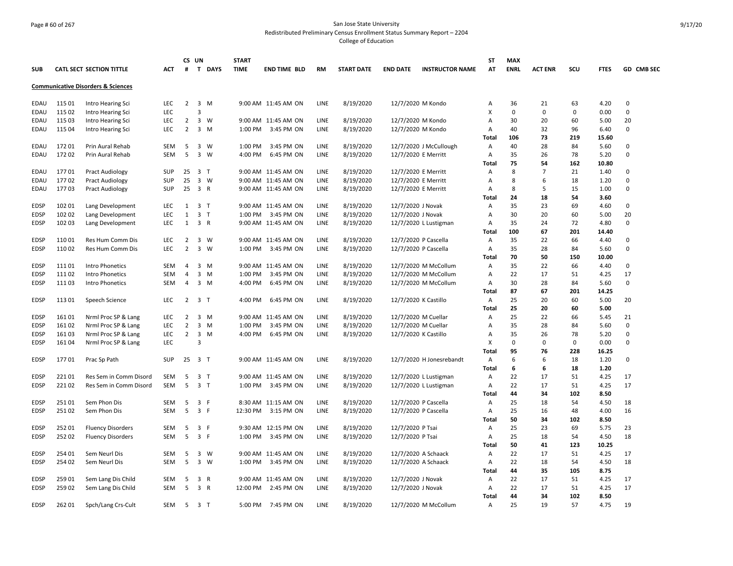San Jose State University
Redistributed Preliminary Census Enrollment Status Summary Report – 2204
College of Education

## Communicative Disorders & Sciences

| SUB | CATL | SECT | SECTION TITTLE | ACT | CS # | UN T | DAYS | START TIME | END TIME | BLD | RM | START DATE | END DATE | INSTRUCTOR NAME | ST AT | MAX ENRL | ACT ENR | SCU | FTES | GD | CMB SEC |
|---|---|---|---|---|---|---|---|---|---|---|---|---|---|---|---|---|---|---|---|---|---|
| EDAU | 115 | 01 | Intro Hearing Sci | LEC | 2 | 3 | M | 9:00 AM | 11:45 AM | ON | LINE | 8/19/2020 | 12/7/2020 | M Kondo | A | 36 | 21 | 63 | 4.20 | 0 | |
| EDAU | 115 | 02 | Intro Hearing Sci | LEC | | 3 | | | | | | | | | X | 0 | 0 | 0 | 0.00 | 0 | |
| EDAU | 115 | 03 | Intro Hearing Sci | LEC | 2 | 3 | W | 9:00 AM | 11:45 AM | ON | LINE | 8/19/2020 | 12/7/2020 | M Kondo | A | 30 | 20 | 60 | 5.00 | 20 | |
| EDAU | 115 | 04 | Intro Hearing Sci | LEC | 2 | 3 | M | 1:00 PM | 3:45 PM | ON | LINE | 8/19/2020 | 12/7/2020 | M Kondo | A | 40 | 32 | 96 | 6.40 | 0 | |
| | | | | | | | | | | | | | | | **Total** | **106** | **73** | **219** | **15.60** | | |
| EDAU | 172 | 01 | Prin Aural Rehab | SEM | 5 | 3 | W | 1:00 PM | 3:45 PM | ON | LINE | 8/19/2020 | 12/7/2020 | J McCullough | A | 40 | 28 | 84 | 5.60 | 0 | |
| EDAU | 172 | 02 | Prin Aural Rehab | SEM | 5 | 3 | W | 4:00 PM | 6:45 PM | ON | LINE | 8/19/2020 | 12/7/2020 | E Merritt | A | 35 | 26 | 78 | 5.20 | 0 | |
| | | | | | | | | | | | | | | | **Total** | **75** | **54** | **162** | **10.80** | | |
| EDAU | 177 | 01 | Pract Audiology | SUP | 25 | 3 | T | 9:00 AM | 11:45 AM | ON | LINE | 8/19/2020 | 12/7/2020 | E Merritt | A | 8 | 7 | 21 | 1.40 | 0 | |
| EDAU | 177 | 02 | Pract Audiology | SUP | 25 | 3 | W | 9:00 AM | 11:45 AM | ON | LINE | 8/19/2020 | 12/7/2020 | E Merritt | A | 8 | 6 | 18 | 1.20 | 0 | |
| EDAU | 177 | 03 | Pract Audiology | SUP | 25 | 3 | R | 9:00 AM | 11:45 AM | ON | LINE | 8/19/2020 | 12/7/2020 | E Merritt | A | 8 | 5 | 15 | 1.00 | 0 | |
| | | | | | | | | | | | | | | | **Total** | **24** | **18** | **54** | **3.60** | | |
| EDSP | 102 | 01 | Lang Development | LEC | 1 | 3 | T | 9:00 AM | 11:45 AM | ON | LINE | 8/19/2020 | 12/7/2020 | J Novak | A | 35 | 23 | 69 | 4.60 | 0 | |
| EDSP | 102 | 02 | Lang Development | LEC | 1 | 3 | T | 1:00 PM | 3:45 PM | ON | LINE | 8/19/2020 | 12/7/2020 | J Novak | A | 30 | 20 | 60 | 5.00 | 20 | |
| EDSP | 102 | 03 | Lang Development | LEC | 1 | 3 | R | 9:00 AM | 11:45 AM | ON | LINE | 8/19/2020 | 12/7/2020 | L Lustigman | A | 35 | 24 | 72 | 4.80 | 0 | |
| | | | | | | | | | | | | | | | **Total** | **100** | **67** | **201** | **14.40** | | |
| EDSP | 110 | 01 | Res Hum Comm Dis | LEC | 2 | 3 | W | 9:00 AM | 11:45 AM | ON | LINE | 8/19/2020 | 12/7/2020 | P Cascella | A | 35 | 22 | 66 | 4.40 | 0 | |
| EDSP | 110 | 02 | Res Hum Comm Dis | LEC | 2 | 3 | W | 1:00 PM | 3:45 PM | ON | LINE | 8/19/2020 | 12/7/2020 | P Cascella | A | 35 | 28 | 84 | 5.60 | 0 | |
| | | | | | | | | | | | | | | | **Total** | **70** | **50** | **150** | **10.00** | | |
| EDSP | 111 | 01 | Intro Phonetics | SEM | 4 | 3 | M | 9:00 AM | 11:45 AM | ON | LINE | 8/19/2020 | 12/7/2020 | M McCollum | A | 35 | 22 | 66 | 4.40 | 0 | |
| EDSP | 111 | 02 | Intro Phonetics | SEM | 4 | 3 | M | 1:00 PM | 3:45 PM | ON | LINE | 8/19/2020 | 12/7/2020 | M McCollum | A | 22 | 17 | 51 | 4.25 | 17 | |
| EDSP | 111 | 03 | Intro Phonetics | SEM | 4 | 3 | M | 4:00 PM | 6:45 PM | ON | LINE | 8/19/2020 | 12/7/2020 | M McCollum | A | 30 | 28 | 84 | 5.60 | 0 | |
| | | | | | | | | | | | | | | | **Total** | **87** | **67** | **201** | **14.25** | | |
| EDSP | 113 | 01 | Speech Science | LEC | 2 | 3 | T | 4:00 PM | 6:45 PM | ON | LINE | 8/19/2020 | 12/7/2020 | K Castillo | A | 25 | 20 | 60 | 5.00 | 20 | |
| | | | | | | | | | | | | | | | **Total** | **25** | **20** | **60** | **5.00** | | |
| EDSP | 161 | 01 | Nrml Proc SP & Lang | LEC | 2 | 3 | M | 9:00 AM | 11:45 AM | ON | LINE | 8/19/2020 | 12/7/2020 | M Cuellar | A | 25 | 22 | 66 | 5.45 | 21 | |
| EDSP | 161 | 02 | Nrml Proc SP & Lang | LEC | 2 | 3 | M | 1:00 PM | 3:45 PM | ON | LINE | 8/19/2020 | 12/7/2020 | M Cuellar | A | 35 | 28 | 84 | 5.60 | 0 | |
| EDSP | 161 | 03 | Nrml Proc SP & Lang | LEC | 2 | 3 | M | 4:00 PM | 6:45 PM | ON | LINE | 8/19/2020 | 12/7/2020 | K Castillo | A | 35 | 26 | 78 | 5.20 | 0 | |
| EDSP | 161 | 04 | Nrml Proc SP & Lang | LEC | | 3 | | | | | | | | | X | 0 | 0 | 0 | 0.00 | 0 | |
| | | | | | | | | | | | | | | | **Total** | **95** | **76** | **228** | **16.25** | | |
| EDSP | 177 | 01 | Prac Sp Path | SUP | 25 | 3 | T | 9:00 AM | 11:45 AM | ON | LINE | 8/19/2020 | 12/7/2020 | H Jonesrebandt | A | 6 | 6 | 18 | 1.20 | 0 | |
| | | | | | | | | | | | | | | | **Total** | **6** | **6** | **18** | **1.20** | | |
| EDSP | 221 | 01 | Res Sem in Comm Disord | SEM | 5 | 3 | T | 9:00 AM | 11:45 AM | ON | LINE | 8/19/2020 | 12/7/2020 | L Lustigman | A | 22 | 17 | 51 | 4.25 | 17 | |
| EDSP | 221 | 02 | Res Sem in Comm Disord | SEM | 5 | 3 | T | 1:00 PM | 3:45 PM | ON | LINE | 8/19/2020 | 12/7/2020 | L Lustigman | A | 22 | 17 | 51 | 4.25 | 17 | |
| | | | | | | | | | | | | | | | **Total** | **44** | **34** | **102** | **8.50** | | |
| EDSP | 251 | 01 | Sem Phon Dis | SEM | 5 | 3 | F | 8:30 AM | 11:15 AM | ON | LINE | 8/19/2020 | 12/7/2020 | P Cascella | A | 25 | 18 | 54 | 4.50 | 18 | |
| EDSP | 251 | 02 | Sem Phon Dis | SEM | 5 | 3 | F | 12:30 PM | 3:15 PM | ON | LINE | 8/19/2020 | 12/7/2020 | P Cascella | A | 25 | 16 | 48 | 4.00 | 16 | |
| | | | | | | | | | | | | | | | **Total** | **50** | **34** | **102** | **8.50** | | |
| EDSP | 252 | 01 | Fluency Disorders | SEM | 5 | 3 | F | 9:30 AM | 12:15 PM | ON | LINE | 8/19/2020 | 12/7/2020 | P Tsai | A | 25 | 23 | 69 | 5.75 | 23 | |
| EDSP | 252 | 02 | Fluency Disorders | SEM | 5 | 3 | F | 1:00 PM | 3:45 PM | ON | LINE | 8/19/2020 | 12/7/2020 | P Tsai | A | 25 | 18 | 54 | 4.50 | 18 | |
| | | | | | | | | | | | | | | | **Total** | **50** | **41** | **123** | **10.25** | | |
| EDSP | 254 | 01 | Sem Neurl Dis | SEM | 5 | 3 | W | 9:00 AM | 11:45 AM | ON | LINE | 8/19/2020 | 12/7/2020 | A Schaack | A | 22 | 17 | 51 | 4.25 | 17 | |
| EDSP | 254 | 02 | Sem Neurl Dis | SEM | 5 | 3 | W | 1:00 PM | 3:45 PM | ON | LINE | 8/19/2020 | 12/7/2020 | A Schaack | A | 22 | 18 | 54 | 4.50 | 18 | |
| | | | | | | | | | | | | | | | **Total** | **44** | **35** | **105** | **8.75** | | |
| EDSP | 259 | 01 | Sem Lang Dis Child | SEM | 5 | 3 | R | 9:00 AM | 11:45 AM | ON | LINE | 8/19/2020 | 12/7/2020 | J Novak | A | 22 | 17 | 51 | 4.25 | 17 | |
| EDSP | 259 | 02 | Sem Lang Dis Child | SEM | 5 | 3 | R | 12:00 PM | 2:45 PM | ON | LINE | 8/19/2020 | 12/7/2020 | J Novak | A | 22 | 17 | 51 | 4.25 | 17 | |
| | | | | | | | | | | | | | | | **Total** | **44** | **34** | **102** | **8.50** | | |
| EDSP | 262 | 01 | Spch/Lang Crs-Cult | SEM | 5 | 3 | T | 5:00 PM | 7:45 PM | ON | LINE | 8/19/2020 | 12/7/2020 | M McCollum | A | 25 | 19 | 57 | 4.75 | 19 | |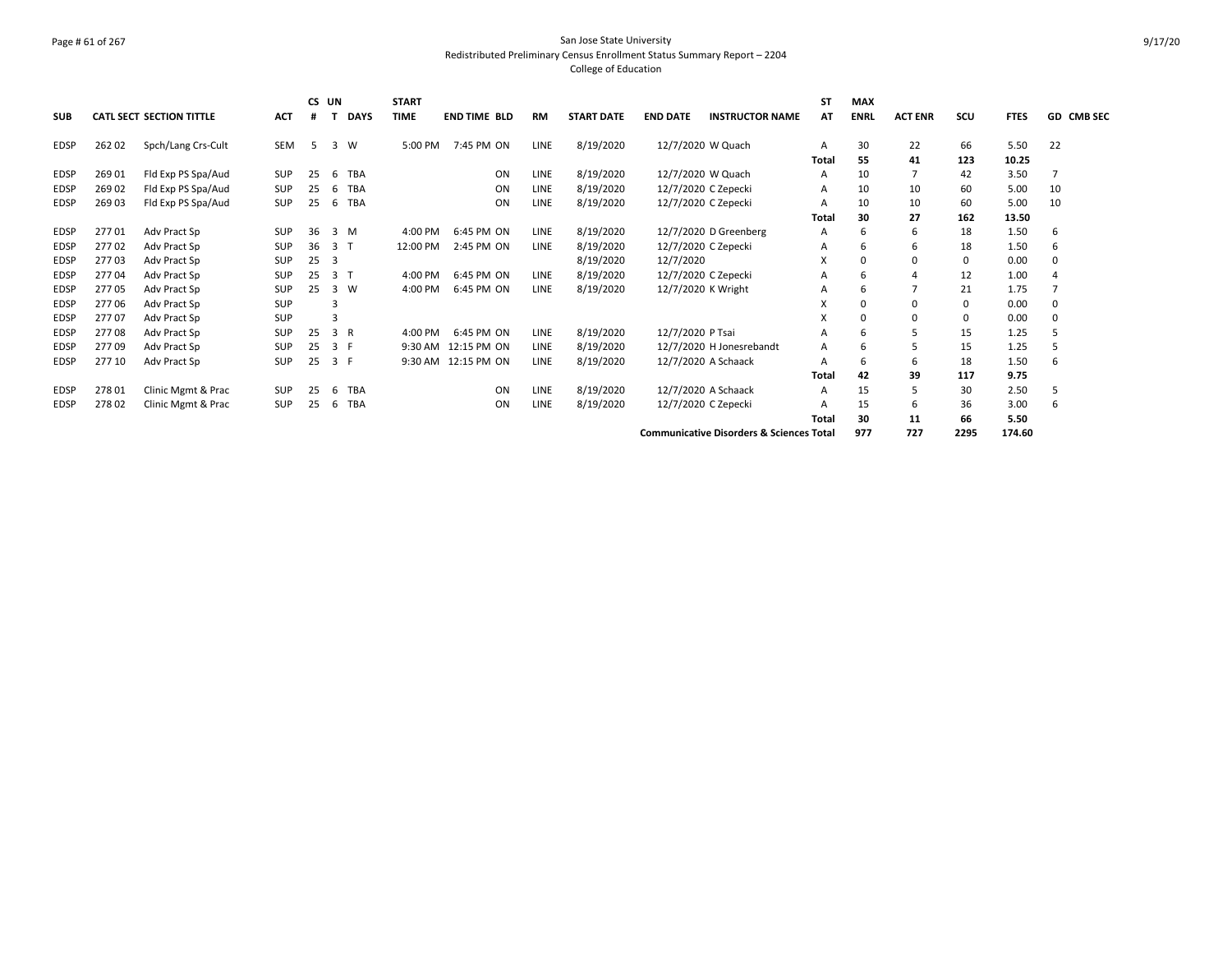San Jose State University
Redistributed Preliminary Census Enrollment Status Summary Report – 2204
College of Education

| SUB | CATL | SECT | SECTION TITTLE | ACT | CS # | UN T | DAYS | START TIME | END TIME | BLD | RM | START DATE | END DATE | INSTRUCTOR NAME | ST AT | MAX ENRL | ACT ENR | SCU | FTES | GD | CMB SEC |
|---|---|---|---|---|---|---|---|---|---|---|---|---|---|---|---|---|---|---|---|---|---|
| EDSP | 262 | 02 | Spch/Lang Crs-Cult | SEM | 5 | 3 | W | 5:00 PM | 7:45 PM | ON | LINE | 8/19/2020 | 12/7/2020 | W Quach | A | 30 | 22 | 66 | 5.50 | 22 | |
| | | | | | | | | | | | | | | | Total | 55 | 41 | 123 | 10.25 | | |
| EDSP | 269 | 01 | Fld Exp PS Spa/Aud | SUP | 25 | 6 | TBA | | | ON | LINE | 8/19/2020 | 12/7/2020 | W Quach | A | 10 | 7 | 42 | 3.50 | 7 | |
| EDSP | 269 | 02 | Fld Exp PS Spa/Aud | SUP | 25 | 6 | TBA | | | ON | LINE | 8/19/2020 | 12/7/2020 | C Zepecki | A | 10 | 10 | 60 | 5.00 | 10 | |
| EDSP | 269 | 03 | Fld Exp PS Spa/Aud | SUP | 25 | 6 | TBA | | | ON | LINE | 8/19/2020 | 12/7/2020 | C Zepecki | A | 10 | 10 | 60 | 5.00 | 10 | |
| | | | | | | | | | | | | | | | Total | 30 | 27 | 162 | 13.50 | | |
| EDSP | 277 | 01 | Adv Pract Sp | SUP | 36 | 3 | M | 4:00 PM | 6:45 PM | ON | LINE | 8/19/2020 | 12/7/2020 | D Greenberg | A | 6 | 6 | 18 | 1.50 | 6 | |
| EDSP | 277 | 02 | Adv Pract Sp | SUP | 36 | 3 | T | 12:00 PM | 2:45 PM | ON | LINE | 8/19/2020 | 12/7/2020 | C Zepecki | A | 6 | 6 | 18 | 1.50 | 6 | |
| EDSP | 277 | 03 | Adv Pract Sp | SUP | 25 | 3 | | | | | | 8/19/2020 | 12/7/2020 | | X | 0 | 0 | 0 | 0.00 | 0 | |
| EDSP | 277 | 04 | Adv Pract Sp | SUP | 25 | 3 | T | 4:00 PM | 6:45 PM | ON | LINE | 8/19/2020 | 12/7/2020 | C Zepecki | A | 6 | 4 | 12 | 1.00 | 4 | |
| EDSP | 277 | 05 | Adv Pract Sp | SUP | 25 | 3 | W | 4:00 PM | 6:45 PM | ON | LINE | 8/19/2020 | 12/7/2020 | K Wright | A | 6 | 7 | 21 | 1.75 | 7 | |
| EDSP | 277 | 06 | Adv Pract Sp | SUP | | 3 | | | | | | | | | X | 0 | 0 | 0 | 0.00 | 0 | |
| EDSP | 277 | 07 | Adv Pract Sp | SUP | | 3 | | | | | | | | | X | 0 | 0 | 0 | 0.00 | 0 | |
| EDSP | 277 | 08 | Adv Pract Sp | SUP | 25 | 3 | R | 4:00 PM | 6:45 PM | ON | LINE | 8/19/2020 | 12/7/2020 | P Tsai | A | 6 | 5 | 15 | 1.25 | 5 | |
| EDSP | 277 | 09 | Adv Pract Sp | SUP | 25 | 3 | F | 9:30 AM | 12:15 PM | ON | LINE | 8/19/2020 | 12/7/2020 | H Jonesrebandt | A | 6 | 5 | 15 | 1.25 | 5 | |
| EDSP | 277 | 10 | Adv Pract Sp | SUP | 25 | 3 | F | 9:30 AM | 12:15 PM | ON | LINE | 8/19/2020 | 12/7/2020 | A Schaack | A | 6 | 6 | 18 | 1.50 | 6 | |
| | | | | | | | | | | | | | | | Total | 42 | 39 | 117 | 9.75 | | |
| EDSP | 278 | 01 | Clinic Mgmt & Prac | SUP | 25 | 6 | TBA | | | ON | LINE | 8/19/2020 | 12/7/2020 | A Schaack | A | 15 | 5 | 30 | 2.50 | 5 | |
| EDSP | 278 | 02 | Clinic Mgmt & Prac | SUP | 25 | 6 | TBA | | | ON | LINE | 8/19/2020 | 12/7/2020 | C Zepecki | A | 15 | 6 | 36 | 3.00 | 6 | |
| | | | | | | | | | | | | | | | Total | 30 | 11 | 66 | 5.50 | | |
| | | | | | | | | | | | | | | Communicative Disorders & Sciences | Total | 977 | 727 | 2295 | 174.60 | | |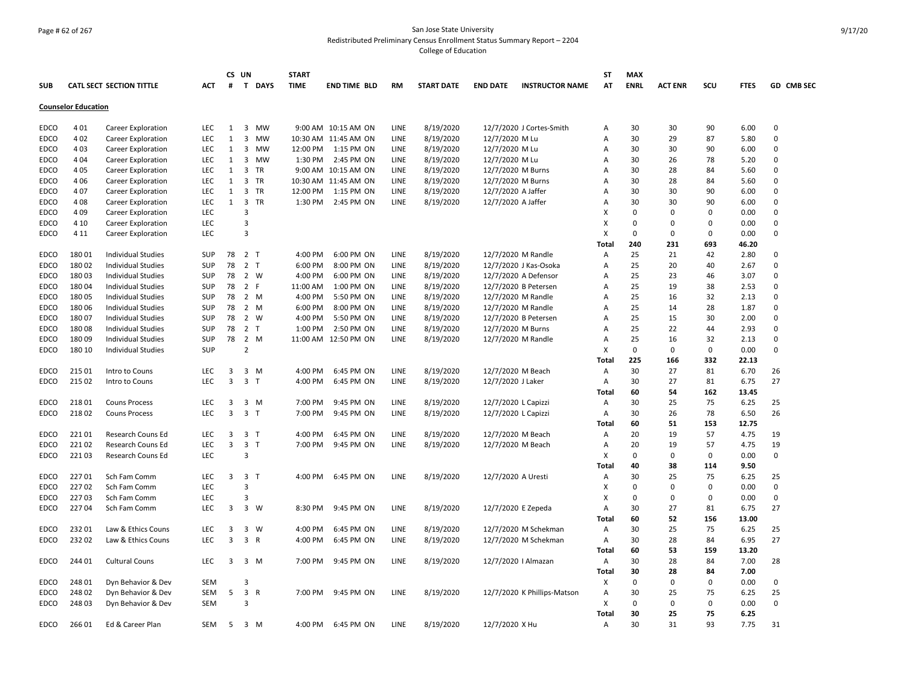San Jose State University
Redistributed Preliminary Census Enrollment Status Summary Report – 2204
College of Education

| SUB | CATL SECT | SECTION TITTLE | ACT | CS # | UN T | DAYS | START TIME | END TIME | BLD | RM | START DATE | END DATE | INSTRUCTOR NAME | ST AT | MAX ENRL | ACT ENR | SCU | FTES | GD | CMB SEC |
|---|---|---|---|---|---|---|---|---|---|---|---|---|---|---|---|---|---|---|---|---|
| **Counselor Education** | | | | | | | | | | | | | | | | | | | | |
| EDCO | 4 01 | Career Exploration | LEC | 1 | 3 | MW | 9:00 AM | 10:15 AM | ON | LINE | 8/19/2020 | 12/7/2020 | J Cortes-Smith | A | 30 | 30 | 90 | 6.00 | 0 | |
| EDCO | 4 02 | Career Exploration | LEC | 1 | 3 | MW | 10:30 AM | 11:45 AM | ON | LINE | 8/19/2020 | 12/7/2020 | M Lu | A | 30 | 29 | 87 | 5.80 | 0 | |
| EDCO | 4 03 | Career Exploration | LEC | 1 | 3 | MW | 12:00 PM | 1:15 PM | ON | LINE | 8/19/2020 | 12/7/2020 | M Lu | A | 30 | 30 | 90 | 6.00 | 0 | |
| EDCO | 4 04 | Career Exploration | LEC | 1 | 3 | MW | 1:30 PM | 2:45 PM | ON | LINE | 8/19/2020 | 12/7/2020 | M Lu | A | 30 | 26 | 78 | 5.20 | 0 | |
| EDCO | 4 05 | Career Exploration | LEC | 1 | 3 | TR | 9:00 AM | 10:15 AM | ON | LINE | 8/19/2020 | 12/7/2020 | M Burns | A | 30 | 28 | 84 | 5.60 | 0 | |
| EDCO | 4 06 | Career Exploration | LEC | 1 | 3 | TR | 10:30 AM | 11:45 AM | ON | LINE | 8/19/2020 | 12/7/2020 | M Burns | A | 30 | 28 | 84 | 5.60 | 0 | |
| EDCO | 4 07 | Career Exploration | LEC | 1 | 3 | TR | 12:00 PM | 1:15 PM | ON | LINE | 8/19/2020 | 12/7/2020 | A Jaffer | A | 30 | 30 | 90 | 6.00 | 0 | |
| EDCO | 4 08 | Career Exploration | LEC | 1 | 3 | TR | 1:30 PM | 2:45 PM | ON | LINE | 8/19/2020 | 12/7/2020 | A Jaffer | A | 30 | 30 | 90 | 6.00 | 0 | |
| EDCO | 4 09 | Career Exploration | LEC | | 3 | | | | | | | | | X | 0 | 0 | 0 | 0.00 | 0 | |
| EDCO | 4 10 | Career Exploration | LEC | | 3 | | | | | | | | | X | 0 | 0 | 0 | 0.00 | 0 | |
| EDCO | 4 11 | Career Exploration | LEC | | 3 | | | | | | | | | X | 0 | 0 | 0 | 0.00 | 0 | |
| | | | | | | | | | | | | | | **Total** | **240** | **231** | **693** | **46.20** | | |
| EDCO | 180 01 | Individual Studies | SUP | 78 | 2 | T | 4:00 PM | 6:00 PM | ON | LINE | 8/19/2020 | 12/7/2020 | M Randle | A | 25 | 21 | 42 | 2.80 | 0 | |
| EDCO | 180 02 | Individual Studies | SUP | 78 | 2 | T | 6:00 PM | 8:00 PM | ON | LINE | 8/19/2020 | 12/7/2020 | J Kas-Osoka | A | 25 | 20 | 40 | 2.67 | 0 | |
| EDCO | 180 03 | Individual Studies | SUP | 78 | 2 | W | 4:00 PM | 6:00 PM | ON | LINE | 8/19/2020 | 12/7/2020 | A Defensor | A | 25 | 23 | 46 | 3.07 | 0 | |
| EDCO | 180 04 | Individual Studies | SUP | 78 | 2 | F | 11:00 AM | 1:00 PM | ON | LINE | 8/19/2020 | 12/7/2020 | B Petersen | A | 25 | 19 | 38 | 2.53 | 0 | |
| EDCO | 180 05 | Individual Studies | SUP | 78 | 2 | M | 4:00 PM | 5:50 PM | ON | LINE | 8/19/2020 | 12/7/2020 | M Randle | A | 25 | 16 | 32 | 2.13 | 0 | |
| EDCO | 180 06 | Individual Studies | SUP | 78 | 2 | M | 6:00 PM | 8:00 PM | ON | LINE | 8/19/2020 | 12/7/2020 | M Randle | A | 25 | 14 | 28 | 1.87 | 0 | |
| EDCO | 180 07 | Individual Studies | SUP | 78 | 2 | W | 4:00 PM | 5:50 PM | ON | LINE | 8/19/2020 | 12/7/2020 | B Petersen | A | 25 | 15 | 30 | 2.00 | 0 | |
| EDCO | 180 08 | Individual Studies | SUP | 78 | 2 | T | 1:00 PM | 2:50 PM | ON | LINE | 8/19/2020 | 12/7/2020 | M Burns | A | 25 | 22 | 44 | 2.93 | 0 | |
| EDCO | 180 09 | Individual Studies | SUP | 78 | 2 | M | 11:00 AM | 12:50 PM | ON | LINE | 8/19/2020 | 12/7/2020 | M Randle | A | 25 | 16 | 32 | 2.13 | 0 | |
| EDCO | 180 10 | Individual Studies | SUP | | 2 | | | | | | | | | X | 0 | 0 | 0 | 0.00 | 0 | |
| | | | | | | | | | | | | | | **Total** | **225** | **166** | **332** | **22.13** | | |
| EDCO | 215 01 | Intro to Couns | LEC | 3 | 3 | M | 4:00 PM | 6:45 PM | ON | LINE | 8/19/2020 | 12/7/2020 | M Beach | A | 30 | 27 | 81 | 6.70 | 26 | |
| EDCO | 215 02 | Intro to Couns | LEC | 3 | 3 | T | 4:00 PM | 6:45 PM | ON | LINE | 8/19/2020 | 12/7/2020 | J Laker | A | 30 | 27 | 81 | 6.75 | 27 | |
| | | | | | | | | | | | | | | **Total** | **60** | **54** | **162** | **13.45** | | |
| EDCO | 218 01 | Couns Process | LEC | 3 | 3 | M | 7:00 PM | 9:45 PM | ON | LINE | 8/19/2020 | 12/7/2020 | L Capizzi | A | 30 | 25 | 75 | 6.25 | 25 | |
| EDCO | 218 02 | Couns Process | LEC | 3 | 3 | T | 7:00 PM | 9:45 PM | ON | LINE | 8/19/2020 | 12/7/2020 | L Capizzi | A | 30 | 26 | 78 | 6.50 | 26 | |
| | | | | | | | | | | | | | | **Total** | **60** | **51** | **153** | **12.75** | | |
| EDCO | 221 01 | Research Couns Ed | LEC | 3 | 3 | T | 4:00 PM | 6:45 PM | ON | LINE | 8/19/2020 | 12/7/2020 | M Beach | A | 20 | 19 | 57 | 4.75 | 19 | |
| EDCO | 221 02 | Research Couns Ed | LEC | 3 | 3 | T | 7:00 PM | 9:45 PM | ON | LINE | 8/19/2020 | 12/7/2020 | M Beach | A | 20 | 19 | 57 | 4.75 | 19 | |
| EDCO | 221 03 | Research Couns Ed | LEC | | 3 | | | | | | | | | X | 0 | 0 | 0 | 0.00 | 0 | |
| | | | | | | | | | | | | | | **Total** | **40** | **38** | **114** | **9.50** | | |
| EDCO | 227 01 | Sch Fam Comm | LEC | 3 | 3 | T | 4:00 PM | 6:45 PM | ON | LINE | 8/19/2020 | 12/7/2020 | A Uresti | A | 30 | 25 | 75 | 6.25 | 25 | |
| EDCO | 227 02 | Sch Fam Comm | LEC | | 3 | | | | | | | | | X | 0 | 0 | 0 | 0.00 | 0 | |
| EDCO | 227 03 | Sch Fam Comm | LEC | | 3 | | | | | | | | | X | 0 | 0 | 0 | 0.00 | 0 | |
| EDCO | 227 04 | Sch Fam Comm | LEC | 3 | 3 | W | 8:30 PM | 9:45 PM | ON | LINE | 8/19/2020 | 12/7/2020 | E Zepeda | A | 30 | 27 | 81 | 6.75 | 27 | |
| | | | | | | | | | | | | | | **Total** | **60** | **52** | **156** | **13.00** | | |
| EDCO | 232 01 | Law & Ethics Couns | LEC | 3 | 3 | W | 4:00 PM | 6:45 PM | ON | LINE | 8/19/2020 | 12/7/2020 | M Schekman | A | 30 | 25 | 75 | 6.25 | 25 | |
| EDCO | 232 02 | Law & Ethics Couns | LEC | 3 | 3 | R | 4:00 PM | 6:45 PM | ON | LINE | 8/19/2020 | 12/7/2020 | M Schekman | A | 30 | 28 | 84 | 6.95 | 27 | |
| | | | | | | | | | | | | | | **Total** | **60** | **53** | **159** | **13.20** | | |
| EDCO | 244 01 | Cultural Couns | LEC | 3 | 3 | M | 7:00 PM | 9:45 PM | ON | LINE | 8/19/2020 | 12/7/2020 | I Almazan | A | 30 | 28 | 84 | 7.00 | 28 | |
| | | | | | | | | | | | | | | **Total** | **30** | **28** | **84** | **7.00** | | |
| EDCO | 248 01 | Dyn Behavior & Dev | SEM | | 3 | | | | | | | | | X | 0 | 0 | 0 | 0.00 | 0 | |
| EDCO | 248 02 | Dyn Behavior & Dev | SEM | 5 | 3 | R | 7:00 PM | 9:45 PM | ON | LINE | 8/19/2020 | 12/7/2020 | K Phillips-Matson | A | 30 | 25 | 75 | 6.25 | 25 | |
| EDCO | 248 03 | Dyn Behavior & Dev | SEM | | 3 | | | | | | | | | X | 0 | 0 | 0 | 0.00 | 0 | |
| | | | | | | | | | | | | | | **Total** | **30** | **25** | **75** | **6.25** | | |
| EDCO | 266 01 | Ed & Career Plan | SEM | 5 | 3 | M | 4:00 PM | 6:45 PM | ON | LINE | 8/19/2020 | 12/7/2020 | X Hu | A | 30 | 31 | 93 | 7.75 | 31 | |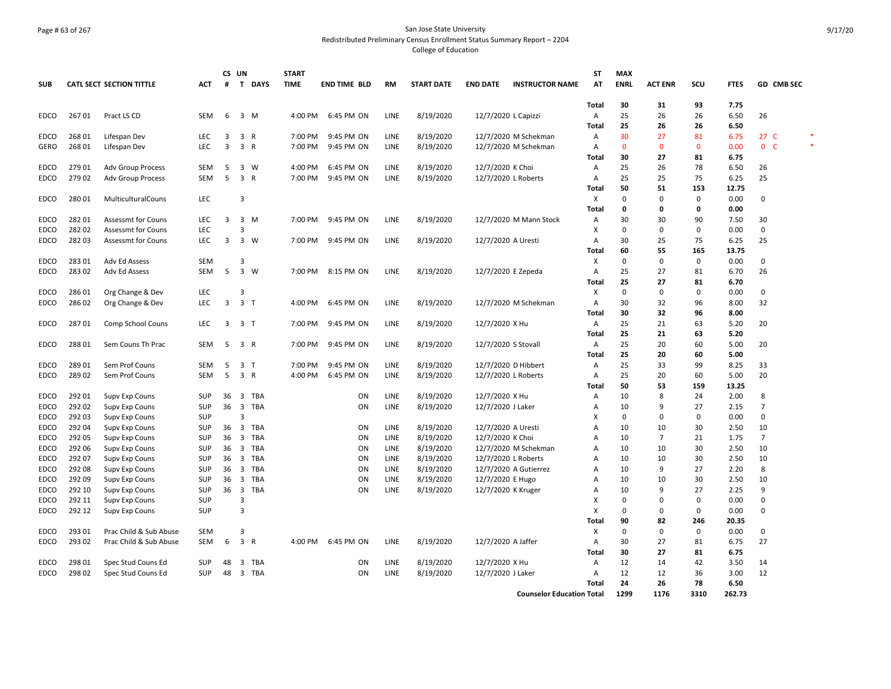San Jose State University
Redistributed Preliminary Census Enrollment Status Summary Report – 2204
College of Education

| SUB | CATL | SECT | SECTION TITTLE | ACT | CS # | UN T | DAYS | START TIME | END TIME | BLD | RM | START DATE | END DATE | INSTRUCTOR NAME | ST AT | MAX ENRL | ACT ENR | SCU | FTES | GD | CMB SEC |
|---|---|---|---|---|---|---|---|---|---|---|---|---|---|---|---|---|---|---|---|---|---|
| | | | | | | | | | | | | | | | Total | 30 | 31 | 93 | 7.75 | | |
| EDCO | 267 | 01 | Pract LS CD | SEM | 6 | 3 | M | 4:00 PM | 6:45 PM | ON | LINE | 8/19/2020 | 12/7/2020 | L Capizzi | A | 25 | 26 | 26 | 6.50 | 26 | |
| | | | | | | | | | | | | | | | Total | 25 | 26 | 26 | 6.50 | | |
| EDCO | 268 | 01 | Lifespan Dev | LEC | 3 | 3 | R | 7:00 PM | 9:45 PM | ON | LINE | 8/19/2020 | 12/7/2020 | M Schekman | A | 30 | 27 | 81 | 6.75 | 27 | C * |
| GERO | 268 | 01 | Lifespan Dev | LEC | 3 | 3 | R | 7:00 PM | 9:45 PM | ON | LINE | 8/19/2020 | 12/7/2020 | M Schekman | A | 0 | 0 | 0 | 0.00 | 0 | C * |
| | | | | | | | | | | | | | | | Total | 30 | 27 | 81 | 6.75 | | |
| EDCO | 279 | 01 | Adv Group Process | SEM | 5 | 3 | W | 4:00 PM | 6:45 PM | ON | LINE | 8/19/2020 | 12/7/2020 | K Choi | A | 25 | 26 | 78 | 6.50 | 26 | |
| EDCO | 279 | 02 | Adv Group Process | SEM | 5 | 3 | R | 7:00 PM | 9:45 PM | ON | LINE | 8/19/2020 | 12/7/2020 | L Roberts | A | 25 | 25 | 75 | 6.25 | 25 | |
| | | | | | | | | | | | | | | | Total | 50 | 51 | 153 | 12.75 | | |
| EDCO | 280 | 01 | MulticulturalCouns | LEC | | 3 | | | | | | | | | X | 0 | 0 | 0 | 0.00 | 0 | |
| | | | | | | | | | | | | | | | Total | 0 | 0 | 0 | 0.00 | | |
| EDCO | 282 | 01 | Assessmt for Couns | LEC | 3 | 3 | M | 7:00 PM | 9:45 PM | ON | LINE | 8/19/2020 | 12/7/2020 | M Mann Stock | A | 30 | 30 | 90 | 7.50 | 30 | |
| EDCO | 282 | 02 | Assessmt for Couns | LEC | | 3 | | | | | | | | | X | 0 | 0 | 0 | 0.00 | 0 | |
| EDCO | 282 | 03 | Assessmt for Couns | LEC | 3 | 3 | W | 7:00 PM | 9:45 PM | ON | LINE | 8/19/2020 | 12/7/2020 | A Uresti | A | 30 | 25 | 75 | 6.25 | 25 | |
| | | | | | | | | | | | | | | | Total | 60 | 55 | 165 | 13.75 | | |
| EDCO | 283 | 01 | Adv Ed Assess | SEM | | 3 | | | | | | | | | X | 0 | 0 | 0 | 0.00 | 0 | |
| EDCO | 283 | 02 | Adv Ed Assess | SEM | 5 | 3 | W | 7:00 PM | 8:15 PM | ON | LINE | 8/19/2020 | 12/7/2020 | E Zepeda | A | 25 | 27 | 81 | 6.70 | 26 | |
| | | | | | | | | | | | | | | | Total | 25 | 27 | 81 | 6.70 | | |
| EDCO | 286 | 01 | Org Change & Dev | LEC | | 3 | | | | | | | | | X | 0 | 0 | 0 | 0.00 | 0 | |
| EDCO | 286 | 02 | Org Change & Dev | LEC | 3 | 3 | T | 4:00 PM | 6:45 PM | ON | LINE | 8/19/2020 | 12/7/2020 | M Schekman | A | 30 | 32 | 96 | 8.00 | 32 | |
| | | | | | | | | | | | | | | | Total | 30 | 32 | 96 | 8.00 | | |
| EDCO | 287 | 01 | Comp School Couns | LEC | 3 | 3 | T | 7:00 PM | 9:45 PM | ON | LINE | 8/19/2020 | 12/7/2020 | X Hu | A | 25 | 21 | 63 | 5.20 | 20 | |
| | | | | | | | | | | | | | | | Total | 25 | 21 | 63 | 5.20 | | |
| EDCO | 288 | 01 | Sem Couns Th Prac | SEM | 5 | 3 | R | 7:00 PM | 9:45 PM | ON | LINE | 8/19/2020 | 12/7/2020 | S Stovall | A | 25 | 20 | 60 | 5.00 | 20 | |
| | | | | | | | | | | | | | | | Total | 25 | 20 | 60 | 5.00 | | |
| EDCO | 289 | 01 | Sem Prof Couns | SEM | 5 | 3 | T | 7:00 PM | 9:45 PM | ON | LINE | 8/19/2020 | 12/7/2020 | D Hibbert | A | 25 | 33 | 99 | 8.25 | 33 | |
| EDCO | 289 | 02 | Sem Prof Couns | SEM | 5 | 3 | R | 4:00 PM | 6:45 PM | ON | LINE | 8/19/2020 | 12/7/2020 | L Roberts | A | 25 | 20 | 60 | 5.00 | 20 | |
| | | | | | | | | | | | | | | | Total | 50 | 53 | 159 | 13.25 | | |
| EDCO | 292 | 01 | Supv Exp Couns | SUP | 36 | 3 | TBA | | | ON | LINE | 8/19/2020 | 12/7/2020 | X Hu | A | 10 | 8 | 24 | 2.00 | 8 | |
| EDCO | 292 | 02 | Supv Exp Couns | SUP | 36 | 3 | TBA | | | ON | LINE | 8/19/2020 | 12/7/2020 | J Laker | A | 10 | 9 | 27 | 2.15 | 7 | |
| EDCO | 292 | 03 | Supv Exp Couns | SUP | | 3 | | | | | | | | | X | 0 | 0 | 0 | 0.00 | 0 | |
| EDCO | 292 | 04 | Supv Exp Couns | SUP | 36 | 3 | TBA | | | ON | LINE | 8/19/2020 | 12/7/2020 | A Uresti | A | 10 | 10 | 30 | 2.50 | 10 | |
| EDCO | 292 | 05 | Supv Exp Couns | SUP | 36 | 3 | TBA | | | ON | LINE | 8/19/2020 | 12/7/2020 | K Choi | A | 10 | 7 | 21 | 1.75 | 7 | |
| EDCO | 292 | 06 | Supv Exp Couns | SUP | 36 | 3 | TBA | | | ON | LINE | 8/19/2020 | 12/7/2020 | M Schekman | A | 10 | 10 | 30 | 2.50 | 10 | |
| EDCO | 292 | 07 | Supv Exp Couns | SUP | 36 | 3 | TBA | | | ON | LINE | 8/19/2020 | 12/7/2020 | L Roberts | A | 10 | 10 | 30 | 2.50 | 10 | |
| EDCO | 292 | 08 | Supv Exp Couns | SUP | 36 | 3 | TBA | | | ON | LINE | 8/19/2020 | 12/7/2020 | A Gutierrez | A | 10 | 9 | 27 | 2.20 | 8 | |
| EDCO | 292 | 09 | Supv Exp Couns | SUP | 36 | 3 | TBA | | | ON | LINE | 8/19/2020 | 12/7/2020 | E Hugo | A | 10 | 10 | 30 | 2.50 | 10 | |
| EDCO | 292 | 10 | Supv Exp Couns | SUP | 36 | 3 | TBA | | | ON | LINE | 8/19/2020 | 12/7/2020 | K Kruger | A | 10 | 9 | 27 | 2.25 | 9 | |
| EDCO | 292 | 11 | Supv Exp Couns | SUP | | 3 | | | | | | | | | X | 0 | 0 | 0 | 0.00 | 0 | |
| EDCO | 292 | 12 | Supv Exp Couns | SUP | | 3 | | | | | | | | | X | 0 | 0 | 0 | 0.00 | 0 | |
| | | | | | | | | | | | | | | | Total | 90 | 82 | 246 | 20.35 | | |
| EDCO | 293 | 01 | Prac Child & Sub Abuse | SEM | | 3 | | | | | | | | | X | 0 | 0 | 0 | 0.00 | 0 | |
| EDCO | 293 | 02 | Prac Child & Sub Abuse | SEM | 6 | 3 | R | 4:00 PM | 6:45 PM | ON | LINE | 8/19/2020 | 12/7/2020 | A Jaffer | A | 30 | 27 | 81 | 6.75 | 27 | |
| | | | | | | | | | | | | | | | Total | 30 | 27 | 81 | 6.75 | | |
| EDCO | 298 | 01 | Spec Stud Couns Ed | SUP | 48 | 3 | TBA | | | ON | LINE | 8/19/2020 | 12/7/2020 | X Hu | A | 12 | 14 | 42 | 3.50 | 14 | |
| EDCO | 298 | 02 | Spec Stud Couns Ed | SUP | 48 | 3 | TBA | | | ON | LINE | 8/19/2020 | 12/7/2020 | J Laker | A | 12 | 12 | 36 | 3.00 | 12 | |
| | | | | | | | | | | | | | | | Total | 24 | 26 | 78 | 6.50 | | |
| | | | | | | | | | | | | | | Counselor Education Total | | 1299 | 1176 | 3310 | 262.73 | | |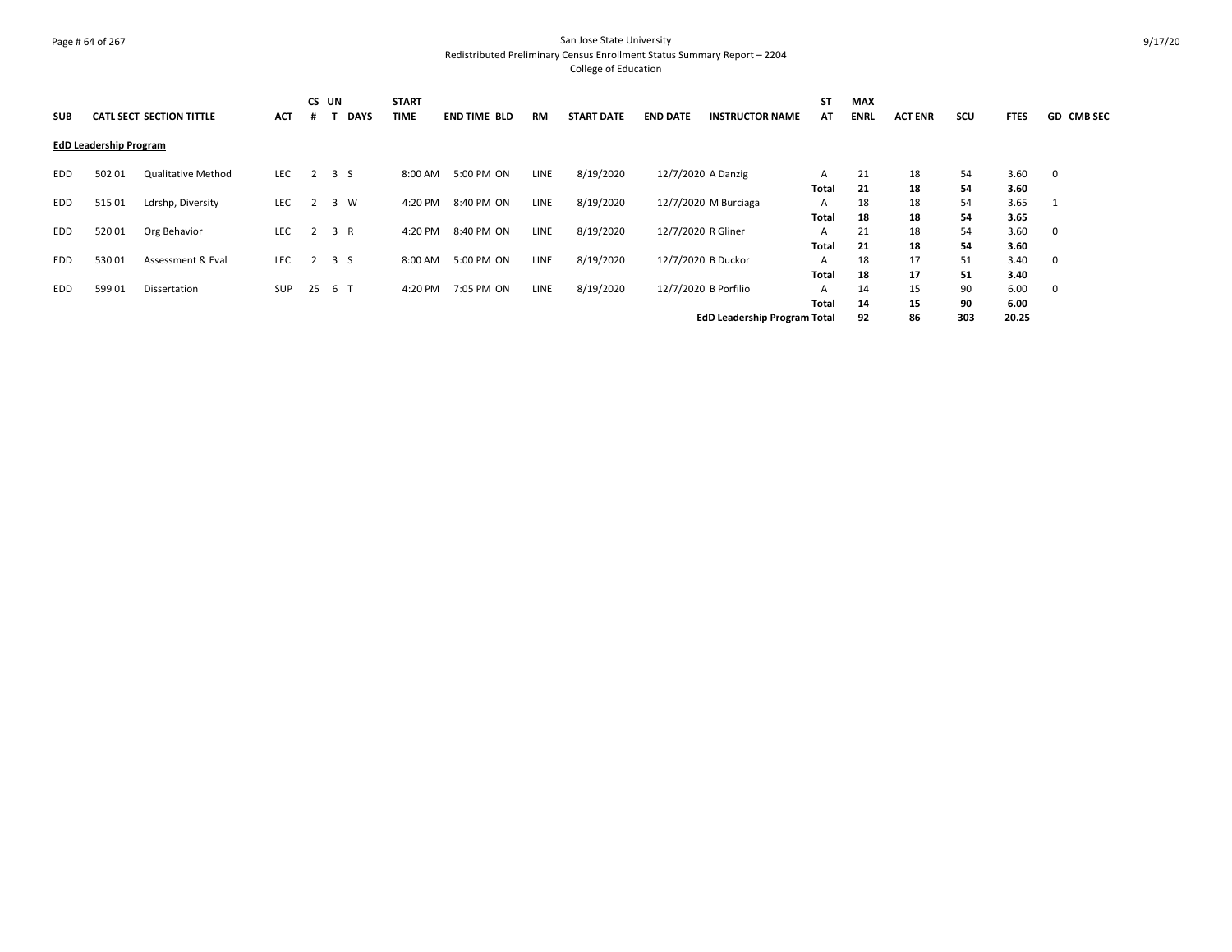San Jose State University
Redistributed Preliminary Census Enrollment Status Summary Report – 2204
College of Education

| SUB | CATL | SECT | SECTION TITTLE | ACT | CS # | UN T | DAYS | START TIME | END TIME | BLD | RM | START DATE | END DATE | INSTRUCTOR NAME | ST AT | MAX ENRL | ACT ENR | SCU | FTES | GD | CMB SEC |
|---|---|---|---|---|---|---|---|---|---|---|---|---|---|---|---|---|---|---|---|---|---|
| **EdD Leadership Program** | | | | | | | | | | | | | | | | | | | | | |
| EDD | 502 | 01 | Qualitative Method | LEC | 2 | 3 | S | 8:00 AM | 5:00 PM | ON | LINE | 8/19/2020 | 12/7/2020 | A Danzig | A | 21 | 18 | 54 | 3.60 | 0 | |
| | | | | | | | | | | | | | | | **Total** | **21** | **18** | **54** | **3.60** | | |
| EDD | 515 | 01 | Ldrshp, Diversity | LEC | 2 | 3 | W | 4:20 PM | 8:40 PM | ON | LINE | 8/19/2020 | 12/7/2020 | M Burciaga | A | 18 | 18 | 54 | 3.65 | 1 | |
| | | | | | | | | | | | | | | | **Total** | **18** | **18** | **54** | **3.65** | | |
| EDD | 520 | 01 | Org Behavior | LEC | 2 | 3 | R | 4:20 PM | 8:40 PM | ON | LINE | 8/19/2020 | 12/7/2020 | R Gliner | A | 21 | 18 | 54 | 3.60 | 0 | |
| | | | | | | | | | | | | | | | **Total** | **21** | **18** | **54** | **3.60** | | |
| EDD | 530 | 01 | Assessment & Eval | LEC | 2 | 3 | S | 8:00 AM | 5:00 PM | ON | LINE | 8/19/2020 | 12/7/2020 | B Duckor | A | 18 | 17 | 51 | 3.40 | 0 | |
| | | | | | | | | | | | | | | | **Total** | **18** | **17** | **51** | **3.40** | | |
| EDD | 599 | 01 | Dissertation | SUP | 25 | 6 | T | 4:20 PM | 7:05 PM | ON | LINE | 8/19/2020 | 12/7/2020 | B Porfilio | A | 14 | 15 | 90 | 6.00 | 0 | |
| | | | | | | | | | | | | | | | **Total** | **14** | **15** | **90** | **6.00** | | |
| | | | | | | | | | | | | | | **EdD Leadership Program Total** | | **92** | **86** | **303** | **20.25** | | |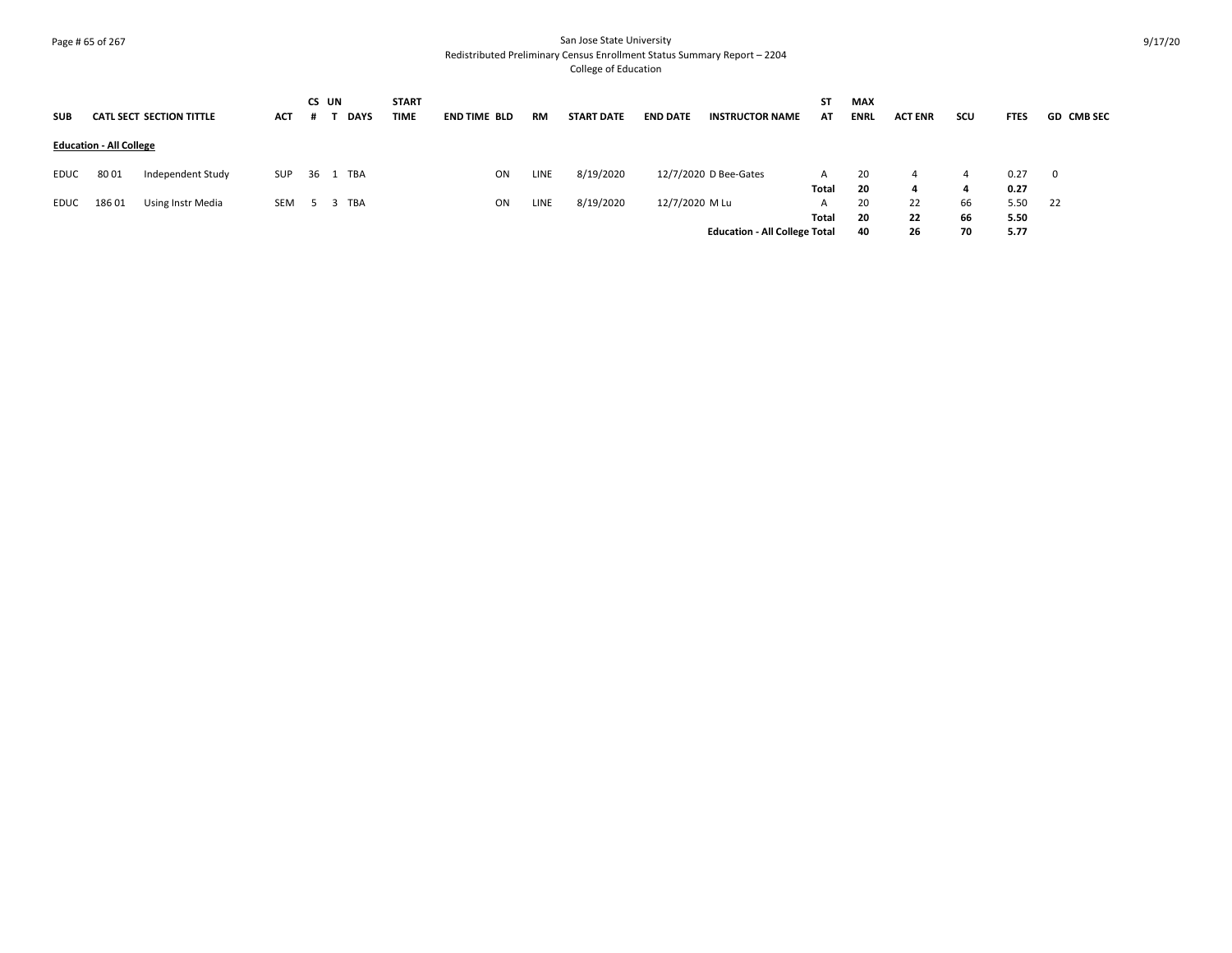San Jose State University
Redistributed Preliminary Census Enrollment Status Summary Report – 2204
College of Education

| SUB | CATL | SECT | SECTION TITTLE | ACT | CS # | UNT | DAYS | START TIME | END TIME | BLD | RM | START DATE | END DATE | INSTRUCTOR NAME | STAT | MAX ENRL | ACT ENR | SCU | FTES | GD | CMB SEC |
|---|---|---|---|---|---|---|---|---|---|---|---|---|---|---|---|---|---|---|---|---|---|
| **Education - All College** | | | | | | | | | | | | | | | | | | | | | |
| EDUC | 80 | 01 | Independent Study | SUP | 36 | 1 | TBA | | | ON | LINE | 8/19/2020 | 12/7/2020 | D Bee-Gates | A | 20 | 4 | 4 | 0.27 | 0 | |
| | | | | | | | | | | | | | | | **Total** | **20** | **4** | **4** | **0.27** | | |
| EDUC | 186 | 01 | Using Instr Media | SEM | 5 | 3 | TBA | | | ON | LINE | 8/19/2020 | 12/7/2020 | M Lu | A | 20 | 22 | 66 | 5.50 | 22 | |
| | | | | | | | | | | | | | | | **Total** | **20** | **22** | **66** | **5.50** | | |
| | | | | | | | | | | | | | | **Education - All College Total** | | **40** | **26** | **70** | **5.77** | | |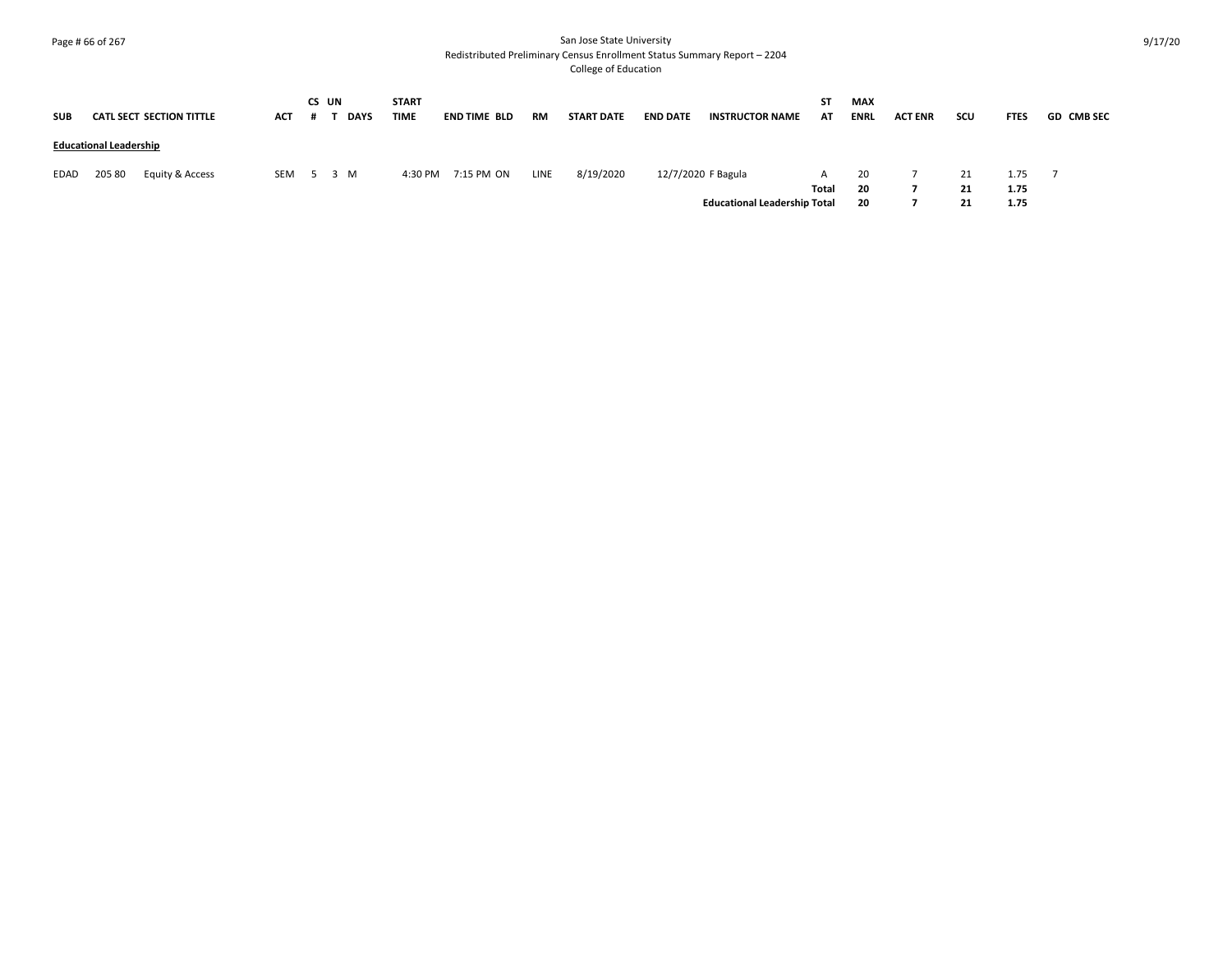San Jose State University
Redistributed Preliminary Census Enrollment Status Summary Report – 2204
College of Education

| SUB | CATL | SECT | SECTION TITTLE | ACT | CS # | UN T | DAYS | START TIME | END TIME | BLD | RM | START DATE | END DATE | INSTRUCTOR NAME | ST AT | MAX ENRL | ACT ENR | SCU | FTES | GD | CMB SEC |
|---|---|---|---|---|---|---|---|---|---|---|---|---|---|---|---|---|---|---|---|---|---|
| **Educational Leadership** | | | | | | | | | | | | | | | | | | | | | |
| EDAD | 205 | 80 | Equity & Access | SEM | 5 | 3 | M | 4:30 PM | 7:15 PM | ON | LINE | 8/19/2020 | 12/7/2020 | F Bagula | A | 20 | 7 | 21 | 1.75 | 7 | |
| | | | | | | | | | | | | | | | **Total** | **20** | **7** | **21** | **1.75** | | |
| | | | | | | | | | | | | | | **Educational Leadership Total** | | **20** | **7** | **21** | **1.75** | | |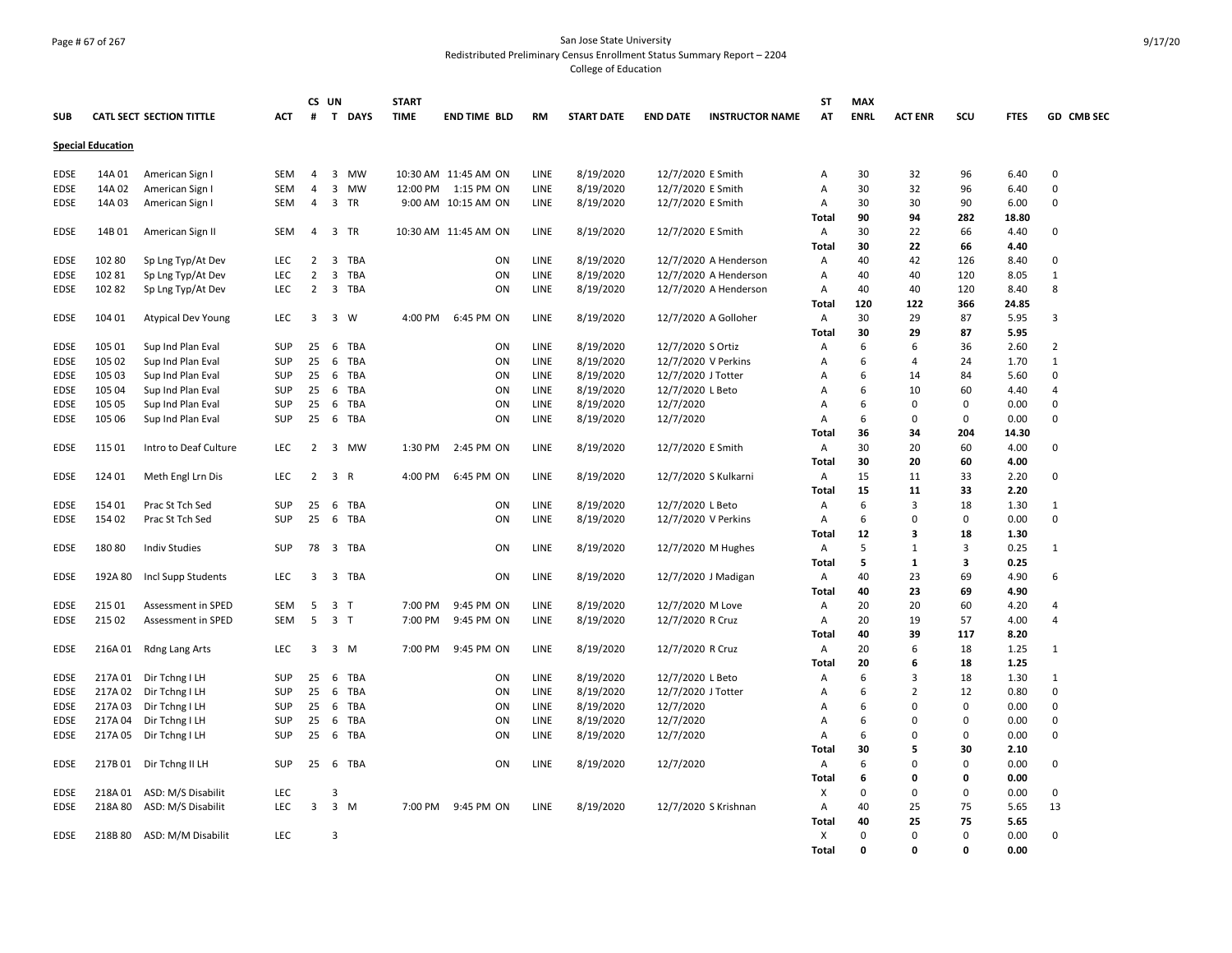San Jose State University
Redistributed Preliminary Census Enrollment Status Summary Report – 2204
College of Education

| SUB | CATL SECT | SECTION TITTLE | ACT | CS # | UN T | DAYS | START TIME | END TIME | BLD | RM | START DATE | END DATE | INSTRUCTOR NAME | ST AT | MAX ENRL | ACT ENR | SCU | FTES | GD | CMB SEC |
|---|---|---|---|---|---|---|---|---|---|---|---|---|---|---|---|---|---|---|---|---|
| **Special Education** | | | | | | | | | | | | | | | | | | | | |
| EDSE | 14A 01 | American Sign I | SEM | 4 | 3 | MW | 10:30 AM | 11:45 AM | ON | LINE | 8/19/2020 | 12/7/2020 | E Smith | A | 30 | 32 | 96 | 6.40 | 0 | |
| EDSE | 14A 02 | American Sign I | SEM | 4 | 3 | MW | 12:00 PM | 1:15 PM | ON | LINE | 8/19/2020 | 12/7/2020 | E Smith | A | 30 | 32 | 96 | 6.40 | 0 | |
| EDSE | 14A 03 | American Sign I | SEM | 4 | 3 | TR | 9:00 AM | 10:15 AM | ON | LINE | 8/19/2020 | 12/7/2020 | E Smith | A | 30 | 30 | 90 | 6.00 | 0 | |
| | | | | | | | | | | | | | | **Total** | **90** | **94** | **282** | **18.80** | | |
| EDSE | 14B 01 | American Sign II | SEM | 4 | 3 | TR | 10:30 AM | 11:45 AM | ON | LINE | 8/19/2020 | 12/7/2020 | E Smith | A | 30 | 22 | 66 | 4.40 | 0 | |
| | | | | | | | | | | | | | | **Total** | **30** | **22** | **66** | **4.40** | | |
| EDSE | 102 80 | Sp Lng Typ/At Dev | LEC | 2 | 3 | TBA | | | ON | LINE | 8/19/2020 | 12/7/2020 | A Henderson | A | 40 | 42 | 126 | 8.40 | 0 | |
| EDSE | 102 81 | Sp Lng Typ/At Dev | LEC | 2 | 3 | TBA | | | ON | LINE | 8/19/2020 | 12/7/2020 | A Henderson | A | 40 | 40 | 120 | 8.05 | 1 | |
| EDSE | 102 82 | Sp Lng Typ/At Dev | LEC | 2 | 3 | TBA | | | ON | LINE | 8/19/2020 | 12/7/2020 | A Henderson | A | 40 | 40 | 120 | 8.40 | 8 | |
| | | | | | | | | | | | | | | **Total** | **120** | **122** | **366** | **24.85** | | |
| EDSE | 104 01 | Atypical Dev Young | LEC | 3 | 3 | W | 4:00 PM | 6:45 PM | ON | LINE | 8/19/2020 | 12/7/2020 | A Golloher | A | 30 | 29 | 87 | 5.95 | 3 | |
| | | | | | | | | | | | | | | **Total** | **30** | **29** | **87** | **5.95** | | |
| EDSE | 105 01 | Sup Ind Plan Eval | SUP | 25 | 6 | TBA | | | ON | LINE | 8/19/2020 | 12/7/2020 | S Ortiz | A | 6 | 6 | 36 | 2.60 | 2 | |
| EDSE | 105 02 | Sup Ind Plan Eval | SUP | 25 | 6 | TBA | | | ON | LINE | 8/19/2020 | 12/7/2020 | V Perkins | A | 6 | 4 | 24 | 1.70 | 1 | |
| EDSE | 105 03 | Sup Ind Plan Eval | SUP | 25 | 6 | TBA | | | ON | LINE | 8/19/2020 | 12/7/2020 | J Totter | A | 6 | 14 | 84 | 5.60 | 0 | |
| EDSE | 105 04 | Sup Ind Plan Eval | SUP | 25 | 6 | TBA | | | ON | LINE | 8/19/2020 | 12/7/2020 | L Beto | A | 6 | 10 | 60 | 4.40 | 4 | |
| EDSE | 105 05 | Sup Ind Plan Eval | SUP | 25 | 6 | TBA | | | ON | LINE | 8/19/2020 | 12/7/2020 | | A | 6 | 0 | 0 | 0.00 | 0 | |
| EDSE | 105 06 | Sup Ind Plan Eval | SUP | 25 | 6 | TBA | | | ON | LINE | 8/19/2020 | 12/7/2020 | | A | 6 | 0 | 0 | 0.00 | 0 | |
| | | | | | | | | | | | | | | **Total** | **36** | **34** | **204** | **14.30** | | |
| EDSE | 115 01 | Intro to Deaf Culture | LEC | 2 | 3 | MW | 1:30 PM | 2:45 PM | ON | LINE | 8/19/2020 | 12/7/2020 | E Smith | A | 30 | 20 | 60 | 4.00 | 0 | |
| | | | | | | | | | | | | | | **Total** | **30** | **20** | **60** | **4.00** | | |
| EDSE | 124 01 | Meth Engl Lrn Dis | LEC | 2 | 3 | R | 4:00 PM | 6:45 PM | ON | LINE | 8/19/2020 | 12/7/2020 | S Kulkarni | A | 15 | 11 | 33 | 2.20 | 0 | |
| | | | | | | | | | | | | | | **Total** | **15** | **11** | **33** | **2.20** | | |
| EDSE | 154 01 | Prac St Tch Sed | SUP | 25 | 6 | TBA | | | ON | LINE | 8/19/2020 | 12/7/2020 | L Beto | A | 6 | 3 | 18 | 1.30 | 1 | |
| EDSE | 154 02 | Prac St Tch Sed | SUP | 25 | 6 | TBA | | | ON | LINE | 8/19/2020 | 12/7/2020 | V Perkins | A | 6 | 0 | 0 | 0.00 | 0 | |
| | | | | | | | | | | | | | | **Total** | **12** | **3** | **18** | **1.30** | | |
| EDSE | 180 80 | Indiv Studies | SUP | 78 | 3 | TBA | | | ON | LINE | 8/19/2020 | 12/7/2020 | M Hughes | A | 5 | 1 | 3 | 0.25 | 1 | |
| | | | | | | | | | | | | | | **Total** | **5** | **1** | **3** | **0.25** | | |
| EDSE | 192A 80 | Incl Supp Students | LEC | 3 | 3 | TBA | | | ON | LINE | 8/19/2020 | 12/7/2020 | J Madigan | A | 40 | 23 | 69 | 4.90 | 6 | |
| | | | | | | | | | | | | | | **Total** | **40** | **23** | **69** | **4.90** | | |
| EDSE | 215 01 | Assessment in SPED | SEM | 5 | 3 | T | 7:00 PM | 9:45 PM | ON | LINE | 8/19/2020 | 12/7/2020 | M Love | A | 20 | 20 | 60 | 4.20 | 4 | |
| EDSE | 215 02 | Assessment in SPED | SEM | 5 | 3 | T | 7:00 PM | 9:45 PM | ON | LINE | 8/19/2020 | 12/7/2020 | R Cruz | A | 20 | 19 | 57 | 4.00 | 4 | |
| | | | | | | | | | | | | | | **Total** | **40** | **39** | **117** | **8.20** | | |
| EDSE | 216A 01 | Rdng Lang Arts | LEC | 3 | 3 | M | 7:00 PM | 9:45 PM | ON | LINE | 8/19/2020 | 12/7/2020 | R Cruz | A | 20 | 6 | 18 | 1.25 | 1 | |
| | | | | | | | | | | | | | | **Total** | **20** | **6** | **18** | **1.25** | | |
| EDSE | 217A 01 | Dir Tchng I LH | SUP | 25 | 6 | TBA | | | ON | LINE | 8/19/2020 | 12/7/2020 | L Beto | A | 6 | 3 | 18 | 1.30 | 1 | |
| EDSE | 217A 02 | Dir Tchng I LH | SUP | 25 | 6 | TBA | | | ON | LINE | 8/19/2020 | 12/7/2020 | J Totter | A | 6 | 2 | 12 | 0.80 | 0 | |
| EDSE | 217A 03 | Dir Tchng I LH | SUP | 25 | 6 | TBA | | | ON | LINE | 8/19/2020 | 12/7/2020 | | A | 6 | 0 | 0 | 0.00 | 0 | |
| EDSE | 217A 04 | Dir Tchng I LH | SUP | 25 | 6 | TBA | | | ON | LINE | 8/19/2020 | 12/7/2020 | | A | 6 | 0 | 0 | 0.00 | 0 | |
| EDSE | 217A 05 | Dir Tchng I LH | SUP | 25 | 6 | TBA | | | ON | LINE | 8/19/2020 | 12/7/2020 | | A | 6 | 0 | 0 | 0.00 | 0 | |
| | | | | | | | | | | | | | | **Total** | **30** | **5** | **30** | **2.10** | | |
| EDSE | 217B 01 | Dir Tchng II LH | SUP | 25 | 6 | TBA | | | ON | LINE | 8/19/2020 | 12/7/2020 | | A | 6 | 0 | 0 | 0.00 | 0 | |
| | | | | | | | | | | | | | | **Total** | **6** | **0** | **0** | **0.00** | | |
| EDSE | 218A 01 | ASD: M/S Disabilit | LEC | | 3 | | | | | | | | | X | 0 | 0 | 0 | 0.00 | 0 | |
| EDSE | 218A 80 | ASD: M/S Disabilit | LEC | 3 | 3 | M | 7:00 PM | 9:45 PM | ON | LINE | 8/19/2020 | 12/7/2020 | S Krishnan | A | 40 | 25 | 75 | 5.65 | 13 | |
| | | | | | | | | | | | | | | **Total** | **40** | **25** | **75** | **5.65** | | |
| EDSE | 218B 80 | ASD: M/M Disabilit | LEC | | 3 | | | | | | | | | X | 0 | 0 | 0 | 0.00 | 0 | |
| | | | | | | | | | | | | | | **Total** | **0** | **0** | **0** | **0.00** | | |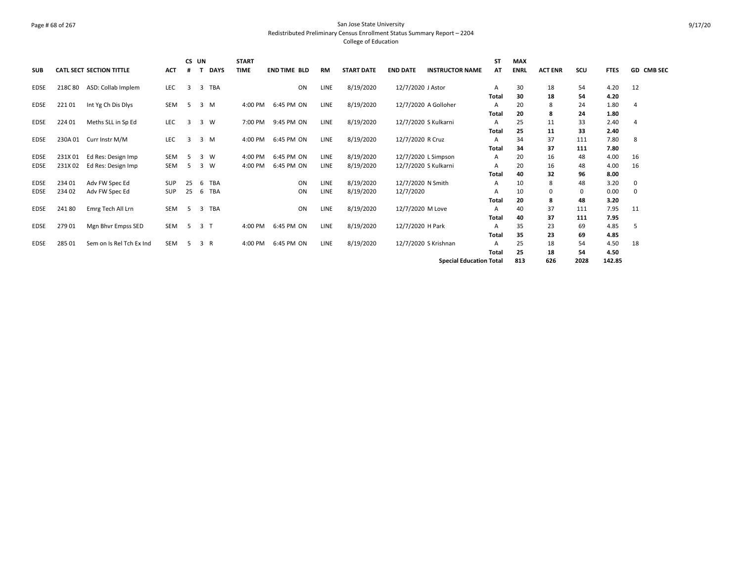San Jose State University
Redistributed Preliminary Census Enrollment Status Summary Report – 2204
College of Education

| SUB | CATL | SECT | SECTION TITTLE | ACT | CS # | UN T | DAYS | START TIME | END TIME | BLD | RM | START DATE | END DATE | INSTRUCTOR NAME | ST AT | MAX ENRL | ACT ENR | SCU | FTES | GD | CMB SEC |
|---|---|---|---|---|---|---|---|---|---|---|---|---|---|---|---|---|---|---|---|---|---|
| EDSE | 218C | 80 | ASD: Collab Implem | LEC | 3 | 3 | TBA | | | ON | LINE | 8/19/2020 | 12/7/2020 | J Astor | A | 30 | 18 | 54 | 4.20 | 12 | |
| | | | | | | | | | | | | | | | **Total** | **30** | **18** | **54** | **4.20** | | |
| EDSE | 221 | 01 | Int Yg Ch Dis Dlys | SEM | 5 | 3 | M | 4:00 PM | 6:45 PM | ON | LINE | 8/19/2020 | 12/7/2020 | A Golloher | A | 20 | 8 | 24 | 1.80 | 4 | |
| | | | | | | | | | | | | | | | **Total** | **20** | **8** | **24** | **1.80** | | |
| EDSE | 224 | 01 | Meths SLL in Sp Ed | LEC | 3 | 3 | W | 7:00 PM | 9:45 PM | ON | LINE | 8/19/2020 | 12/7/2020 | S Kulkarni | A | 25 | 11 | 33 | 2.40 | 4 | |
| | | | | | | | | | | | | | | | **Total** | **25** | **11** | **33** | **2.40** | | |
| EDSE | 230A | 01 | Curr Instr M/M | LEC | 3 | 3 | M | 4:00 PM | 6:45 PM | ON | LINE | 8/19/2020 | 12/7/2020 | R Cruz | A | 34 | 37 | 111 | 7.80 | 8 | |
| | | | | | | | | | | | | | | | **Total** | **34** | **37** | **111** | **7.80** | | |
| EDSE | 231X | 01 | Ed Res: Design Imp | SEM | 5 | 3 | W | 4:00 PM | 6:45 PM | ON | LINE | 8/19/2020 | 12/7/2020 | L Simpson | A | 20 | 16 | 48 | 4.00 | 16 | |
| EDSE | 231X | 02 | Ed Res: Design Imp | SEM | 5 | 3 | W | 4:00 PM | 6:45 PM | ON | LINE | 8/19/2020 | 12/7/2020 | S Kulkarni | A | 20 | 16 | 48 | 4.00 | 16 | |
| | | | | | | | | | | | | | | | **Total** | **40** | **32** | **96** | **8.00** | | |
| EDSE | 234 | 01 | Adv FW Spec Ed | SUP | 25 | 6 | TBA | | | ON | LINE | 8/19/2020 | 12/7/2020 | N Smith | A | 10 | 8 | 48 | 3.20 | 0 | |
| EDSE | 234 | 02 | Adv FW Spec Ed | SUP | 25 | 6 | TBA | | | ON | LINE | 8/19/2020 | 12/7/2020 | | A | 10 | 0 | 0 | 0.00 | 0 | |
| | | | | | | | | | | | | | | | **Total** | **20** | **8** | **48** | **3.20** | | |
| EDSE | 241 | 80 | Emrg Tech All Lrn | SEM | 5 | 3 | TBA | | | ON | LINE | 8/19/2020 | 12/7/2020 | M Love | A | 40 | 37 | 111 | 7.95 | 11 | |
| | | | | | | | | | | | | | | | **Total** | **40** | **37** | **111** | **7.95** | | |
| EDSE | 279 | 01 | Mgn Bhvr Empss SED | SEM | 5 | 3 | T | 4:00 PM | 6:45 PM | ON | LINE | 8/19/2020 | 12/7/2020 | H Park | A | 35 | 23 | 69 | 4.85 | 5 | |
| | | | | | | | | | | | | | | | **Total** | **35** | **23** | **69** | **4.85** | | |
| EDSE | 285 | 01 | Sem on Is Rel Tch Ex Ind | SEM | 5 | 3 | R | 4:00 PM | 6:45 PM | ON | LINE | 8/19/2020 | 12/7/2020 | S Krishnan | A | 25 | 18 | 54 | 4.50 | 18 | |
| | | | | | | | | | | | | | | | **Total** | **25** | **18** | **54** | **4.50** | | |
| | | | | | | | | | | | | | | **Special Education Total** | | **813** | **626** | **2028** | **142.85** | | |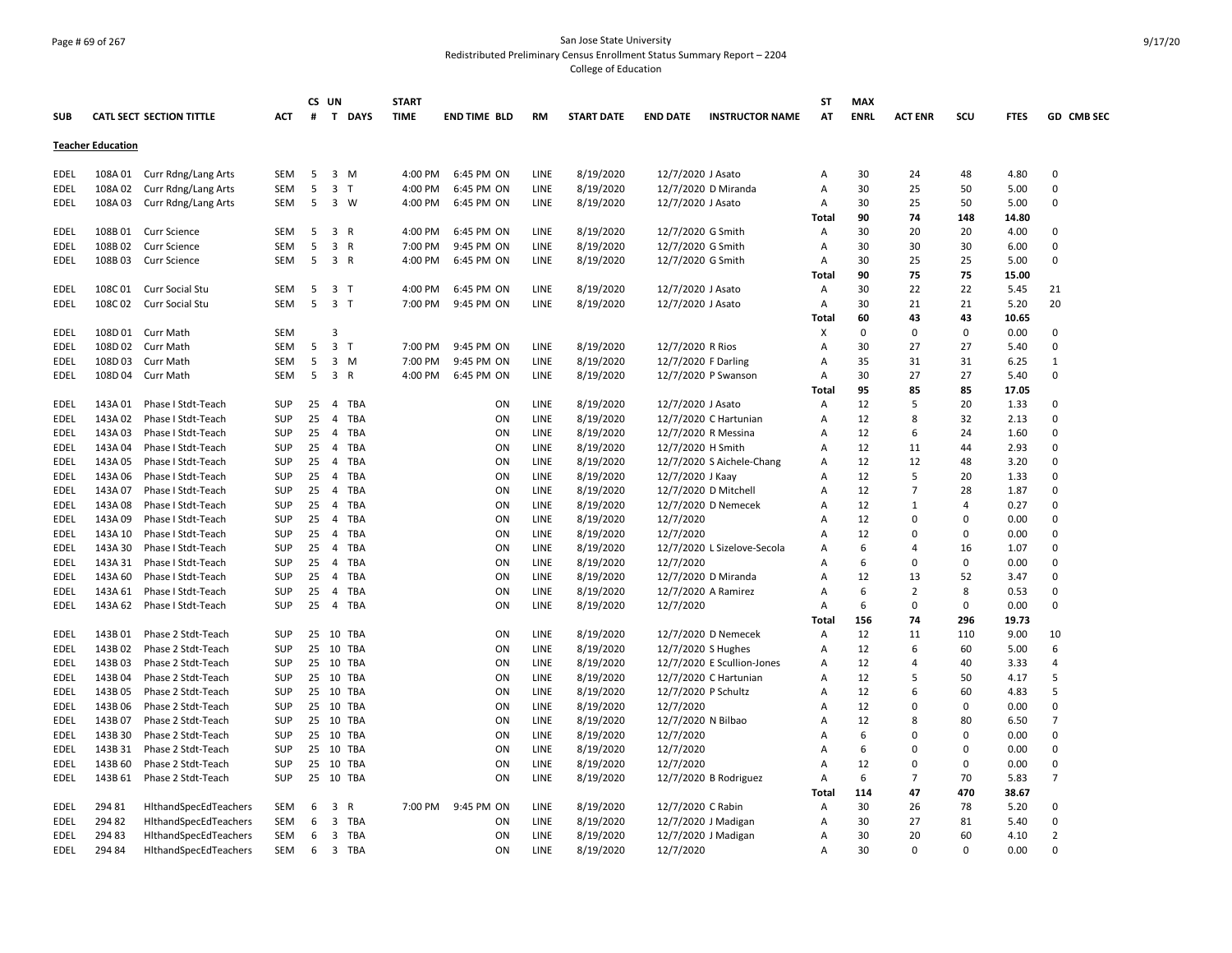San Jose State University
Redistributed Preliminary Census Enrollment Status Summary Report – 2204
College of Education

| SUB | CATL SECT | SECTION TITTLE | ACT | CS # | UN T | DAYS | START TIME | END TIME | BLD | RM | START DATE | END DATE | INSTRUCTOR NAME | ST AT | MAX ENRL | ACT ENR | SCU | FTES | GD | CMB SEC |
|---|---|---|---|---|---|---|---|---|---|---|---|---|---|---|---|---|---|---|---|---|
| **Teacher Education** | | | | | | | | | | | | | | | | | | | | |
| EDEL | 108A 01 | Curr Rdng/Lang Arts | SEM | 5 | 3 | M | 4:00 PM | 6:45 PM | ON | LINE | 8/19/2020 | 12/7/2020 | J Asato | A | 30 | 24 | 48 | 4.80 | 0 | |
| EDEL | 108A 02 | Curr Rdng/Lang Arts | SEM | 5 | 3 | T | 4:00 PM | 6:45 PM | ON | LINE | 8/19/2020 | 12/7/2020 | D Miranda | A | 30 | 25 | 50 | 5.00 | 0 | |
| EDEL | 108A 03 | Curr Rdng/Lang Arts | SEM | 5 | 3 | W | 4:00 PM | 6:45 PM | ON | LINE | 8/19/2020 | 12/7/2020 | J Asato | A | 30 | 25 | 50 | 5.00 | 0 | |
| | | | | | | | | | | | | | | **Total** | **90** | **74** | **148** | **14.80** | | |
| EDEL | 108B 01 | Curr Science | SEM | 5 | 3 | R | 4:00 PM | 6:45 PM | ON | LINE | 8/19/2020 | 12/7/2020 | G Smith | A | 30 | 20 | 20 | 4.00 | 0 | |
| EDEL | 108B 02 | Curr Science | SEM | 5 | 3 | R | 7:00 PM | 9:45 PM | ON | LINE | 8/19/2020 | 12/7/2020 | G Smith | A | 30 | 30 | 30 | 6.00 | 0 | |
| EDEL | 108B 03 | Curr Science | SEM | 5 | 3 | R | 4:00 PM | 6:45 PM | ON | LINE | 8/19/2020 | 12/7/2020 | G Smith | A | 30 | 25 | 25 | 5.00 | 0 | |
| | | | | | | | | | | | | | | **Total** | **90** | **75** | **75** | **15.00** | | |
| EDEL | 108C 01 | Curr Social Stu | SEM | 5 | 3 | T | 4:00 PM | 6:45 PM | ON | LINE | 8/19/2020 | 12/7/2020 | J Asato | A | 30 | 22 | 22 | 5.45 | 21 | |
| EDEL | 108C 02 | Curr Social Stu | SEM | 5 | 3 | T | 7:00 PM | 9:45 PM | ON | LINE | 8/19/2020 | 12/7/2020 | J Asato | A | 30 | 21 | 21 | 5.20 | 20 | |
| | | | | | | | | | | | | | | **Total** | **60** | **43** | **43** | **10.65** | | |
| EDEL | 108D 01 | Curr Math | SEM | | 3 | | | | | | | | | X | 0 | 0 | 0 | 0.00 | 0 | |
| EDEL | 108D 02 | Curr Math | SEM | 5 | 3 | T | 7:00 PM | 9:45 PM | ON | LINE | 8/19/2020 | 12/7/2020 | R Rios | A | 30 | 27 | 27 | 5.40 | 0 | |
| EDEL | 108D 03 | Curr Math | SEM | 5 | 3 | M | 7:00 PM | 9:45 PM | ON | LINE | 8/19/2020 | 12/7/2020 | F Darling | A | 35 | 31 | 31 | 6.25 | 1 | |
| EDEL | 108D 04 | Curr Math | SEM | 5 | 3 | R | 4:00 PM | 6:45 PM | ON | LINE | 8/19/2020 | 12/7/2020 | P Swanson | A | 30 | 27 | 27 | 5.40 | 0 | |
| | | | | | | | | | | | | | | **Total** | **95** | **85** | **85** | **17.05** | | |
| EDEL | 143A 01 | Phase I Stdt-Teach | SUP | 25 | 4 | TBA | | | ON | LINE | 8/19/2020 | 12/7/2020 | J Asato | A | 12 | 5 | 20 | 1.33 | 0 | |
| EDEL | 143A 02 | Phase I Stdt-Teach | SUP | 25 | 4 | TBA | | | ON | LINE | 8/19/2020 | 12/7/2020 | C Hartunian | A | 12 | 8 | 32 | 2.13 | 0 | |
| EDEL | 143A 03 | Phase I Stdt-Teach | SUP | 25 | 4 | TBA | | | ON | LINE | 8/19/2020 | 12/7/2020 | R Messina | A | 12 | 6 | 24 | 1.60 | 0 | |
| EDEL | 143A 04 | Phase I Stdt-Teach | SUP | 25 | 4 | TBA | | | ON | LINE | 8/19/2020 | 12/7/2020 | H Smith | A | 12 | 11 | 44 | 2.93 | 0 | |
| EDEL | 143A 05 | Phase I Stdt-Teach | SUP | 25 | 4 | TBA | | | ON | LINE | 8/19/2020 | 12/7/2020 | S Aichele-Chang | A | 12 | 12 | 48 | 3.20 | 0 | |
| EDEL | 143A 06 | Phase I Stdt-Teach | SUP | 25 | 4 | TBA | | | ON | LINE | 8/19/2020 | 12/7/2020 | J Kaay | A | 12 | 5 | 20 | 1.33 | 0 | |
| EDEL | 143A 07 | Phase I Stdt-Teach | SUP | 25 | 4 | TBA | | | ON | LINE | 8/19/2020 | 12/7/2020 | D Mitchell | A | 12 | 7 | 28 | 1.87 | 0 | |
| EDEL | 143A 08 | Phase I Stdt-Teach | SUP | 25 | 4 | TBA | | | ON | LINE | 8/19/2020 | 12/7/2020 | D Nemecek | A | 12 | 1 | 4 | 0.27 | 0 | |
| EDEL | 143A 09 | Phase I Stdt-Teach | SUP | 25 | 4 | TBA | | | ON | LINE | 8/19/2020 | 12/7/2020 | | A | 12 | 0 | 0 | 0.00 | 0 | |
| EDEL | 143A 10 | Phase I Stdt-Teach | SUP | 25 | 4 | TBA | | | ON | LINE | 8/19/2020 | 12/7/2020 | | A | 12 | 0 | 0 | 0.00 | 0 | |
| EDEL | 143A 30 | Phase I Stdt-Teach | SUP | 25 | 4 | TBA | | | ON | LINE | 8/19/2020 | 12/7/2020 | L Sizelove-Secola | A | 6 | 4 | 16 | 1.07 | 0 | |
| EDEL | 143A 31 | Phase I Stdt-Teach | SUP | 25 | 4 | TBA | | | ON | LINE | 8/19/2020 | 12/7/2020 | | A | 6 | 0 | 0 | 0.00 | 0 | |
| EDEL | 143A 60 | Phase I Stdt-Teach | SUP | 25 | 4 | TBA | | | ON | LINE | 8/19/2020 | 12/7/2020 | D Miranda | A | 12 | 13 | 52 | 3.47 | 0 | |
| EDEL | 143A 61 | Phase I Stdt-Teach | SUP | 25 | 4 | TBA | | | ON | LINE | 8/19/2020 | 12/7/2020 | A Ramirez | A | 6 | 2 | 8 | 0.53 | 0 | |
| EDEL | 143A 62 | Phase I Stdt-Teach | SUP | 25 | 4 | TBA | | | ON | LINE | 8/19/2020 | 12/7/2020 | | A | 6 | 0 | 0 | 0.00 | 0 | |
| | | | | | | | | | | | | | | **Total** | **156** | **74** | **296** | **19.73** | | |
| EDEL | 143B 01 | Phase 2 Stdt-Teach | SUP | 25 | 10 | TBA | | | ON | LINE | 8/19/2020 | 12/7/2020 | D Nemecek | A | 12 | 11 | 110 | 9.00 | 10 | |
| EDEL | 143B 02 | Phase 2 Stdt-Teach | SUP | 25 | 10 | TBA | | | ON | LINE | 8/19/2020 | 12/7/2020 | S Hughes | A | 12 | 6 | 60 | 5.00 | 6 | |
| EDEL | 143B 03 | Phase 2 Stdt-Teach | SUP | 25 | 10 | TBA | | | ON | LINE | 8/19/2020 | 12/7/2020 | E Scullion-Jones | A | 12 | 4 | 40 | 3.33 | 4 | |
| EDEL | 143B 04 | Phase 2 Stdt-Teach | SUP | 25 | 10 | TBA | | | ON | LINE | 8/19/2020 | 12/7/2020 | C Hartunian | A | 12 | 5 | 50 | 4.17 | 5 | |
| EDEL | 143B 05 | Phase 2 Stdt-Teach | SUP | 25 | 10 | TBA | | | ON | LINE | 8/19/2020 | 12/7/2020 | P Schultz | A | 12 | 6 | 60 | 4.83 | 5 | |
| EDEL | 143B 06 | Phase 2 Stdt-Teach | SUP | 25 | 10 | TBA | | | ON | LINE | 8/19/2020 | 12/7/2020 | | A | 12 | 0 | 0 | 0.00 | 0 | |
| EDEL | 143B 07 | Phase 2 Stdt-Teach | SUP | 25 | 10 | TBA | | | ON | LINE | 8/19/2020 | 12/7/2020 | N Bilbao | A | 12 | 8 | 80 | 6.50 | 7 | |
| EDEL | 143B 30 | Phase 2 Stdt-Teach | SUP | 25 | 10 | TBA | | | ON | LINE | 8/19/2020 | 12/7/2020 | | A | 6 | 0 | 0 | 0.00 | 0 | |
| EDEL | 143B 31 | Phase 2 Stdt-Teach | SUP | 25 | 10 | TBA | | | ON | LINE | 8/19/2020 | 12/7/2020 | | A | 6 | 0 | 0 | 0.00 | 0 | |
| EDEL | 143B 60 | Phase 2 Stdt-Teach | SUP | 25 | 10 | TBA | | | ON | LINE | 8/19/2020 | 12/7/2020 | | A | 12 | 0 | 0 | 0.00 | 0 | |
| EDEL | 143B 61 | Phase 2 Stdt-Teach | SUP | 25 | 10 | TBA | | | ON | LINE | 8/19/2020 | 12/7/2020 | B Rodriguez | A | 6 | 7 | 70 | 5.83 | 7 | |
| | | | | | | | | | | | | | | **Total** | **114** | **47** | **470** | **38.67** | | |
| EDEL | 294 81 | HlthandSpecEdTeachers | SEM | 6 | 3 | R | 7:00 PM | 9:45 PM | ON | LINE | 8/19/2020 | 12/7/2020 | C Rabin | A | 30 | 26 | 78 | 5.20 | 0 | |
| EDEL | 294 82 | HlthandSpecEdTeachers | SEM | 6 | 3 | TBA | | | ON | LINE | 8/19/2020 | 12/7/2020 | J Madigan | A | 30 | 27 | 81 | 5.40 | 0 | |
| EDEL | 294 83 | HlthandSpecEdTeachers | SEM | 6 | 3 | TBA | | | ON | LINE | 8/19/2020 | 12/7/2020 | J Madigan | A | 30 | 20 | 60 | 4.10 | 2 | |
| EDEL | 294 84 | HlthandSpecEdTeachers | SEM | 6 | 3 | TBA | | | ON | LINE | 8/19/2020 | 12/7/2020 | | A | 30 | 0 | 0 | 0.00 | 0 | |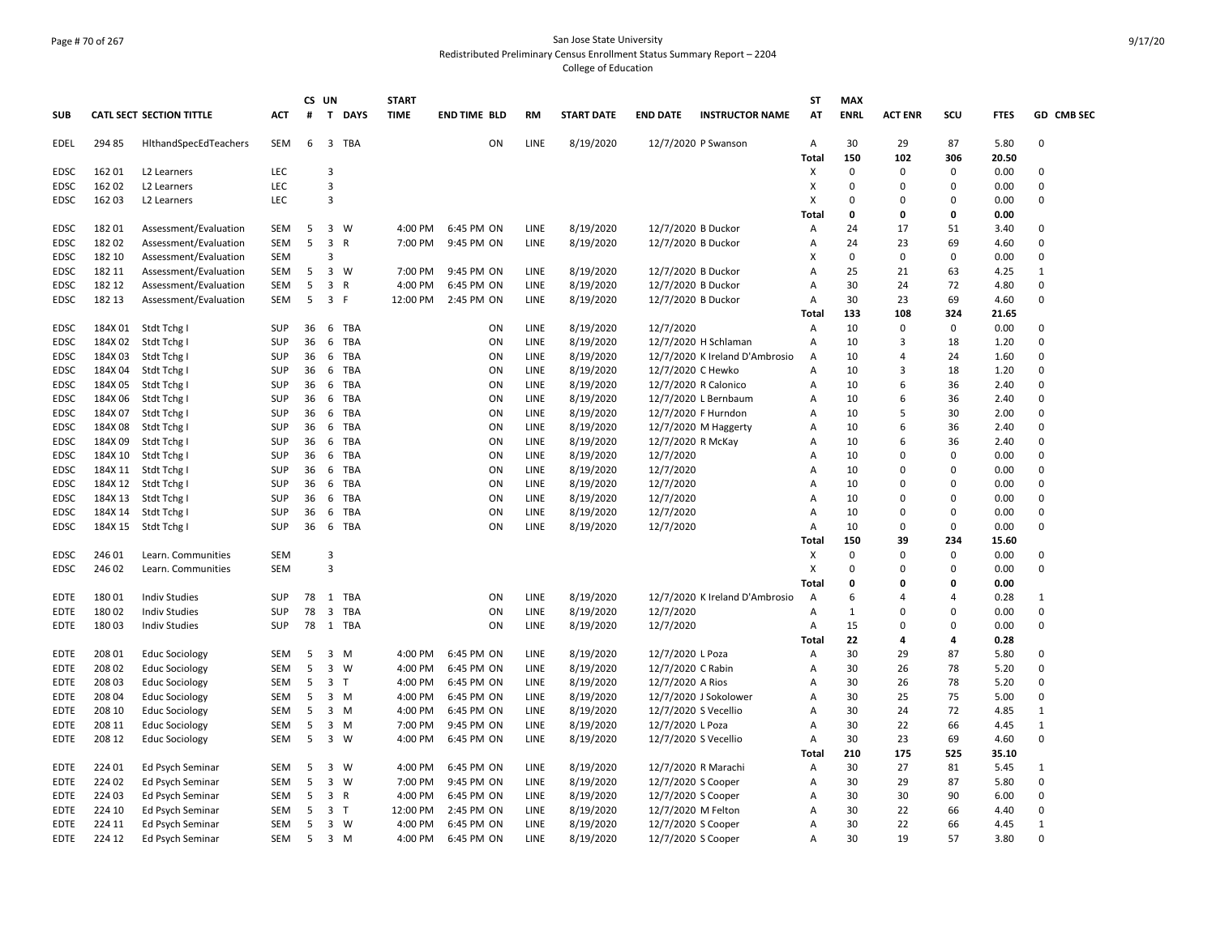San Jose State University

Redistributed Preliminary Census Enrollment Status Summary Report – 2204

College of Education

| SUB | CATL SECT | SECTION TITTLE | ACT | CS # | UN T | DAYS | START TIME | END TIME | BLD | RM | START DATE | END DATE | INSTRUCTOR NAME | ST AT | MAX ENRL | ACT ENR | SCU | FTES | GD | CMB SEC |
|---|---|---|---|---|---|---|---|---|---|---|---|---|---|---|---|---|---|---|---|---|
| EDEL | 294 85 | HlthandSpecEdTeachers | SEM | 6 | 3 | TBA | | | ON | LINE | 8/19/2020 | 12/7/2020 | P Swanson | A | 30 | 29 | 87 | 5.80 | 0 | |
| | | | | | | | | | | | | | | Total | 150 | 102 | 306 | 20.50 | | |
| EDSC | 162 01 | L2 Learners | LEC | | 3 | | | | | | | | | X | 0 | 0 | 0 | 0.00 | 0 | |
| EDSC | 162 02 | L2 Learners | LEC | | 3 | | | | | | | | | X | 0 | 0 | 0 | 0.00 | 0 | |
| EDSC | 162 03 | L2 Learners | LEC | | 3 | | | | | | | | | X | 0 | 0 | 0 | 0.00 | 0 | |
| | | | | | | | | | | | | | | Total | 0 | 0 | 0 | 0.00 | | |
| EDSC | 182 01 | Assessment/Evaluation | SEM | 5 | 3 | W | 4:00 PM | 6:45 PM | ON | LINE | 8/19/2020 | 12/7/2020 | B Duckor | A | 24 | 17 | 51 | 3.40 | 0 | |
| EDSC | 182 02 | Assessment/Evaluation | SEM | 5 | 3 | R | 7:00 PM | 9:45 PM | ON | LINE | 8/19/2020 | 12/7/2020 | B Duckor | A | 24 | 23 | 69 | 4.60 | 0 | |
| EDSC | 182 10 | Assessment/Evaluation | SEM | | 3 | | | | | | | | | X | 0 | 0 | 0 | 0.00 | 0 | |
| EDSC | 182 11 | Assessment/Evaluation | SEM | 5 | 3 | W | 7:00 PM | 9:45 PM | ON | LINE | 8/19/2020 | 12/7/2020 | B Duckor | A | 25 | 21 | 63 | 4.25 | 1 | |
| EDSC | 182 12 | Assessment/Evaluation | SEM | 5 | 3 | R | 4:00 PM | 6:45 PM | ON | LINE | 8/19/2020 | 12/7/2020 | B Duckor | A | 30 | 24 | 72 | 4.80 | 0 | |
| EDSC | 182 13 | Assessment/Evaluation | SEM | 5 | 3 | F | 12:00 PM | 2:45 PM | ON | LINE | 8/19/2020 | 12/7/2020 | B Duckor | A | 30 | 23 | 69 | 4.60 | 0 | |
| | | | | | | | | | | | | | | Total | 133 | 108 | 324 | 21.65 | | |
| EDSC | 184X 01 | Stdt Tchg I | SUP | 36 | 6 | TBA | | | ON | LINE | 8/19/2020 | 12/7/2020 | | A | 10 | 0 | 0 | 0.00 | 0 | |
| EDSC | 184X 02 | Stdt Tchg I | SUP | 36 | 6 | TBA | | | ON | LINE | 8/19/2020 | 12/7/2020 | H Schlaman | A | 10 | 3 | 18 | 1.20 | 0 | |
| EDSC | 184X 03 | Stdt Tchg I | SUP | 36 | 6 | TBA | | | ON | LINE | 8/19/2020 | 12/7/2020 | K Ireland D'Ambrosio | A | 10 | 4 | 24 | 1.60 | 0 | |
| EDSC | 184X 04 | Stdt Tchg I | SUP | 36 | 6 | TBA | | | ON | LINE | 8/19/2020 | 12/7/2020 | C Hewko | A | 10 | 3 | 18 | 1.20 | 0 | |
| EDSC | 184X 05 | Stdt Tchg I | SUP | 36 | 6 | TBA | | | ON | LINE | 8/19/2020 | 12/7/2020 | R Calonico | A | 10 | 6 | 36 | 2.40 | 0 | |
| EDSC | 184X 06 | Stdt Tchg I | SUP | 36 | 6 | TBA | | | ON | LINE | 8/19/2020 | 12/7/2020 | L Bernbaum | A | 10 | 6 | 36 | 2.40 | 0 | |
| EDSC | 184X 07 | Stdt Tchg I | SUP | 36 | 6 | TBA | | | ON | LINE | 8/19/2020 | 12/7/2020 | F Hurndon | A | 10 | 5 | 30 | 2.00 | 0 | |
| EDSC | 184X 08 | Stdt Tchg I | SUP | 36 | 6 | TBA | | | ON | LINE | 8/19/2020 | 12/7/2020 | M Haggerty | A | 10 | 6 | 36 | 2.40 | 0 | |
| EDSC | 184X 09 | Stdt Tchg I | SUP | 36 | 6 | TBA | | | ON | LINE | 8/19/2020 | 12/7/2020 | R McKay | A | 10 | 6 | 36 | 2.40 | 0 | |
| EDSC | 184X 10 | Stdt Tchg I | SUP | 36 | 6 | TBA | | | ON | LINE | 8/19/2020 | 12/7/2020 | | A | 10 | 0 | 0 | 0.00 | 0 | |
| EDSC | 184X 11 | Stdt Tchg I | SUP | 36 | 6 | TBA | | | ON | LINE | 8/19/2020 | 12/7/2020 | | A | 10 | 0 | 0 | 0.00 | 0 | |
| EDSC | 184X 12 | Stdt Tchg I | SUP | 36 | 6 | TBA | | | ON | LINE | 8/19/2020 | 12/7/2020 | | A | 10 | 0 | 0 | 0.00 | 0 | |
| EDSC | 184X 13 | Stdt Tchg I | SUP | 36 | 6 | TBA | | | ON | LINE | 8/19/2020 | 12/7/2020 | | A | 10 | 0 | 0 | 0.00 | 0 | |
| EDSC | 184X 14 | Stdt Tchg I | SUP | 36 | 6 | TBA | | | ON | LINE | 8/19/2020 | 12/7/2020 | | A | 10 | 0 | 0 | 0.00 | 0 | |
| EDSC | 184X 15 | Stdt Tchg I | SUP | 36 | 6 | TBA | | | ON | LINE | 8/19/2020 | 12/7/2020 | | A | 10 | 0 | 0 | 0.00 | 0 | |
| | | | | | | | | | | | | | | Total | 150 | 39 | 234 | 15.60 | | |
| EDSC | 246 01 | Learn. Communities | SEM | | 3 | | | | | | | | | X | 0 | 0 | 0 | 0.00 | 0 | |
| EDSC | 246 02 | Learn. Communities | SEM | | 3 | | | | | | | | | X | 0 | 0 | 0 | 0.00 | 0 | |
| | | | | | | | | | | | | | | Total | 0 | 0 | 0 | 0.00 | | |
| EDTE | 180 01 | Indiv Studies | SUP | 78 | 1 | TBA | | | ON | LINE | 8/19/2020 | 12/7/2020 | K Ireland D'Ambrosio | A | 6 | 4 | 4 | 0.28 | 1 | |
| EDTE | 180 02 | Indiv Studies | SUP | 78 | 3 | TBA | | | ON | LINE | 8/19/2020 | 12/7/2020 | | A | 1 | 0 | 0 | 0.00 | 0 | |
| EDTE | 180 03 | Indiv Studies | SUP | 78 | 1 | TBA | | | ON | LINE | 8/19/2020 | 12/7/2020 | | A | 15 | 0 | 0 | 0.00 | 0 | |
| | | | | | | | | | | | | | | Total | 22 | 4 | 4 | 0.28 | | |
| EDTE | 208 01 | Educ Sociology | SEM | 5 | 3 | M | 4:00 PM | 6:45 PM | ON | LINE | 8/19/2020 | 12/7/2020 | L Poza | A | 30 | 29 | 87 | 5.80 | 0 | |
| EDTE | 208 02 | Educ Sociology | SEM | 5 | 3 | W | 4:00 PM | 6:45 PM | ON | LINE | 8/19/2020 | 12/7/2020 | C Rabin | A | 30 | 26 | 78 | 5.20 | 0 | |
| EDTE | 208 03 | Educ Sociology | SEM | 5 | 3 | T | 4:00 PM | 6:45 PM | ON | LINE | 8/19/2020 | 12/7/2020 | A Rios | A | 30 | 26 | 78 | 5.20 | 0 | |
| EDTE | 208 04 | Educ Sociology | SEM | 5 | 3 | M | 4:00 PM | 6:45 PM | ON | LINE | 8/19/2020 | 12/7/2020 | J Sokolower | A | 30 | 25 | 75 | 5.00 | 0 | |
| EDTE | 208 10 | Educ Sociology | SEM | 5 | 3 | M | 4:00 PM | 6:45 PM | ON | LINE | 8/19/2020 | 12/7/2020 | S Vecellio | A | 30 | 24 | 72 | 4.85 | 1 | |
| EDTE | 208 11 | Educ Sociology | SEM | 5 | 3 | M | 7:00 PM | 9:45 PM | ON | LINE | 8/19/2020 | 12/7/2020 | L Poza | A | 30 | 22 | 66 | 4.45 | 1 | |
| EDTE | 208 12 | Educ Sociology | SEM | 5 | 3 | W | 4:00 PM | 6:45 PM | ON | LINE | 8/19/2020 | 12/7/2020 | S Vecellio | A | 30 | 23 | 69 | 4.60 | 0 | |
| | | | | | | | | | | | | | | Total | 210 | 175 | 525 | 35.10 | | |
| EDTE | 224 01 | Ed Psych Seminar | SEM | 5 | 3 | W | 4:00 PM | 6:45 PM | ON | LINE | 8/19/2020 | 12/7/2020 | R Marachi | A | 30 | 27 | 81 | 5.45 | 1 | |
| EDTE | 224 02 | Ed Psych Seminar | SEM | 5 | 3 | W | 7:00 PM | 9:45 PM | ON | LINE | 8/19/2020 | 12/7/2020 | S Cooper | A | 30 | 29 | 87 | 5.80 | 0 | |
| EDTE | 224 03 | Ed Psych Seminar | SEM | 5 | 3 | R | 4:00 PM | 6:45 PM | ON | LINE | 8/19/2020 | 12/7/2020 | S Cooper | A | 30 | 30 | 90 | 6.00 | 0 | |
| EDTE | 224 10 | Ed Psych Seminar | SEM | 5 | 3 | T | 12:00 PM | 2:45 PM | ON | LINE | 8/19/2020 | 12/7/2020 | M Felton | A | 30 | 22 | 66 | 4.40 | 0 | |
| EDTE | 224 11 | Ed Psych Seminar | SEM | 5 | 3 | W | 4:00 PM | 6:45 PM | ON | LINE | 8/19/2020 | 12/7/2020 | S Cooper | A | 30 | 22 | 66 | 4.45 | 1 | |
| EDTE | 224 12 | Ed Psych Seminar | SEM | 5 | 3 | M | 4:00 PM | 6:45 PM | ON | LINE | 8/19/2020 | 12/7/2020 | S Cooper | A | 30 | 19 | 57 | 3.80 | 0 | |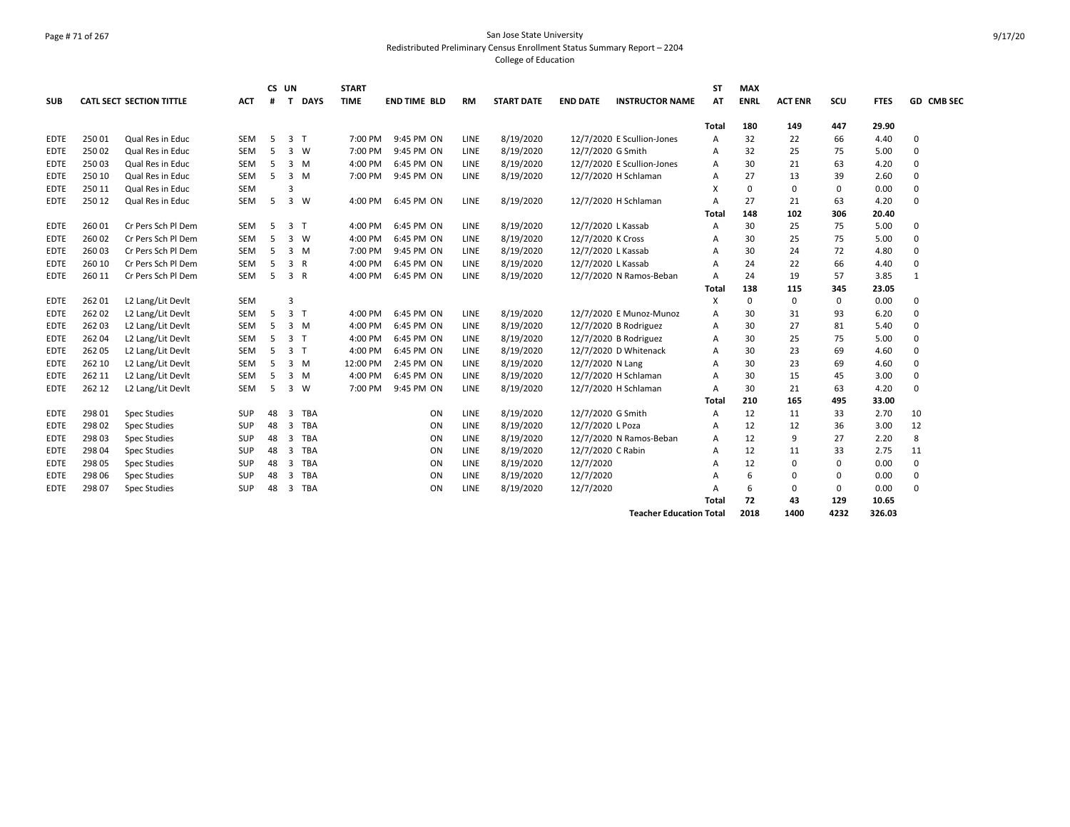San Jose State University
Redistributed Preliminary Census Enrollment Status Summary Report – 2204
College of Education

| SUB | CATL | SECT | SECTION TITTLE | ACT | CS # | UN T | DAYS | START TIME | END TIME | BLD | RM | START DATE | END DATE | INSTRUCTOR NAME | ST AT | MAX ENRL | ACT ENR | SCU | FTES | GD | CMB SEC |
|---|---|---|---|---|---|---|---|---|---|---|---|---|---|---|---|---|---|---|---|---|---|
| | | | | | | | | | | | | | | | Total | 180 | 149 | 447 | 29.90 | | |
| EDTE | 250 | 01 | Qual Res in Educ | SEM | 5 | 3 | T | 7:00 PM | 9:45 PM | ON | LINE | 8/19/2020 | 12/7/2020 | E Scullion-Jones | A | 32 | 22 | 66 | 4.40 | 0 | |
| EDTE | 250 | 02 | Qual Res in Educ | SEM | 5 | 3 | W | 7:00 PM | 9:45 PM | ON | LINE | 8/19/2020 | 12/7/2020 | G Smith | A | 32 | 25 | 75 | 5.00 | 0 | |
| EDTE | 250 | 03 | Qual Res in Educ | SEM | 5 | 3 | M | 4:00 PM | 6:45 PM | ON | LINE | 8/19/2020 | 12/7/2020 | E Scullion-Jones | A | 30 | 21 | 63 | 4.20 | 0 | |
| EDTE | 250 | 10 | Qual Res in Educ | SEM | 5 | 3 | M | 7:00 PM | 9:45 PM | ON | LINE | 8/19/2020 | 12/7/2020 | H Schlaman | A | 27 | 13 | 39 | 2.60 | 0 | |
| EDTE | 250 | 11 | Qual Res in Educ | SEM | | 3 | | | | | | | | | X | 0 | 0 | 0 | 0.00 | 0 | |
| EDTE | 250 | 12 | Qual Res in Educ | SEM | 5 | 3 | W | 4:00 PM | 6:45 PM | ON | LINE | 8/19/2020 | 12/7/2020 | H Schlaman | A | 27 | 21 | 63 | 4.20 | 0 | |
| | | | | | | | | | | | | | | | Total | 148 | 102 | 306 | 20.40 | | |
| EDTE | 260 | 01 | Cr Pers Sch Pl Dem | SEM | 5 | 3 | T | 4:00 PM | 6:45 PM | ON | LINE | 8/19/2020 | 12/7/2020 | L Kassab | A | 30 | 25 | 75 | 5.00 | 0 | |
| EDTE | 260 | 02 | Cr Pers Sch Pl Dem | SEM | 5 | 3 | W | 4:00 PM | 6:45 PM | ON | LINE | 8/19/2020 | 12/7/2020 | K Cross | A | 30 | 25 | 75 | 5.00 | 0 | |
| EDTE | 260 | 03 | Cr Pers Sch Pl Dem | SEM | 5 | 3 | M | 7:00 PM | 9:45 PM | ON | LINE | 8/19/2020 | 12/7/2020 | L Kassab | A | 30 | 24 | 72 | 4.80 | 0 | |
| EDTE | 260 | 10 | Cr Pers Sch Pl Dem | SEM | 5 | 3 | R | 4:00 PM | 6:45 PM | ON | LINE | 8/19/2020 | 12/7/2020 | L Kassab | A | 24 | 22 | 66 | 4.40 | 0 | |
| EDTE | 260 | 11 | Cr Pers Sch Pl Dem | SEM | 5 | 3 | R | 4:00 PM | 6:45 PM | ON | LINE | 8/19/2020 | 12/7/2020 | N Ramos-Beban | A | 24 | 19 | 57 | 3.85 | 1 | |
| | | | | | | | | | | | | | | | Total | 138 | 115 | 345 | 23.05 | | |
| EDTE | 262 | 01 | L2 Lang/Lit Devlt | SEM | | 3 | | | | | | | | | X | 0 | 0 | 0 | 0.00 | 0 | |
| EDTE | 262 | 02 | L2 Lang/Lit Devlt | SEM | 5 | 3 | T | 4:00 PM | 6:45 PM | ON | LINE | 8/19/2020 | 12/7/2020 | E Munoz-Munoz | A | 30 | 31 | 93 | 6.20 | 0 | |
| EDTE | 262 | 03 | L2 Lang/Lit Devlt | SEM | 5 | 3 | M | 4:00 PM | 6:45 PM | ON | LINE | 8/19/2020 | 12/7/2020 | B Rodriguez | A | 30 | 27 | 81 | 5.40 | 0 | |
| EDTE | 262 | 04 | L2 Lang/Lit Devlt | SEM | 5 | 3 | T | 4:00 PM | 6:45 PM | ON | LINE | 8/19/2020 | 12/7/2020 | B Rodriguez | A | 30 | 25 | 75 | 5.00 | 0 | |
| EDTE | 262 | 05 | L2 Lang/Lit Devlt | SEM | 5 | 3 | T | 4:00 PM | 6:45 PM | ON | LINE | 8/19/2020 | 12/7/2020 | D Whitenack | A | 30 | 23 | 69 | 4.60 | 0 | |
| EDTE | 262 | 10 | L2 Lang/Lit Devlt | SEM | 5 | 3 | M | 12:00 PM | 2:45 PM | ON | LINE | 8/19/2020 | 12/7/2020 | N Lang | A | 30 | 23 | 69 | 4.60 | 0 | |
| EDTE | 262 | 11 | L2 Lang/Lit Devlt | SEM | 5 | 3 | M | 4:00 PM | 6:45 PM | ON | LINE | 8/19/2020 | 12/7/2020 | H Schlaman | A | 30 | 15 | 45 | 3.00 | 0 | |
| EDTE | 262 | 12 | L2 Lang/Lit Devlt | SEM | 5 | 3 | W | 7:00 PM | 9:45 PM | ON | LINE | 8/19/2020 | 12/7/2020 | H Schlaman | A | 30 | 21 | 63 | 4.20 | 0 | |
| | | | | | | | | | | | | | | | Total | 210 | 165 | 495 | 33.00 | | |
| EDTE | 298 | 01 | Spec Studies | SUP | 48 | 3 | TBA | | | ON | LINE | 8/19/2020 | 12/7/2020 | G Smith | A | 12 | 11 | 33 | 2.70 | 10 | |
| EDTE | 298 | 02 | Spec Studies | SUP | 48 | 3 | TBA | | | ON | LINE | 8/19/2020 | 12/7/2020 | L Poza | A | 12 | 12 | 36 | 3.00 | 12 | |
| EDTE | 298 | 03 | Spec Studies | SUP | 48 | 3 | TBA | | | ON | LINE | 8/19/2020 | 12/7/2020 | N Ramos-Beban | A | 12 | 9 | 27 | 2.20 | 8 | |
| EDTE | 298 | 04 | Spec Studies | SUP | 48 | 3 | TBA | | | ON | LINE | 8/19/2020 | 12/7/2020 | C Rabin | A | 12 | 11 | 33 | 2.75 | 11 | |
| EDTE | 298 | 05 | Spec Studies | SUP | 48 | 3 | TBA | | | ON | LINE | 8/19/2020 | 12/7/2020 | | A | 12 | 0 | 0 | 0.00 | 0 | |
| EDTE | 298 | 06 | Spec Studies | SUP | 48 | 3 | TBA | | | ON | LINE | 8/19/2020 | 12/7/2020 | | A | 6 | 0 | 0 | 0.00 | 0 | |
| EDTE | 298 | 07 | Spec Studies | SUP | 48 | 3 | TBA | | | ON | LINE | 8/19/2020 | 12/7/2020 | | A | 6 | 0 | 0 | 0.00 | 0 | |
| | | | | | | | | | | | | | | | Total | 72 | 43 | 129 | 10.65 | | |
| | | | | | | | | | | | | | | Teacher Education Total | | 2018 | 1400 | 4232 | 326.03 | | |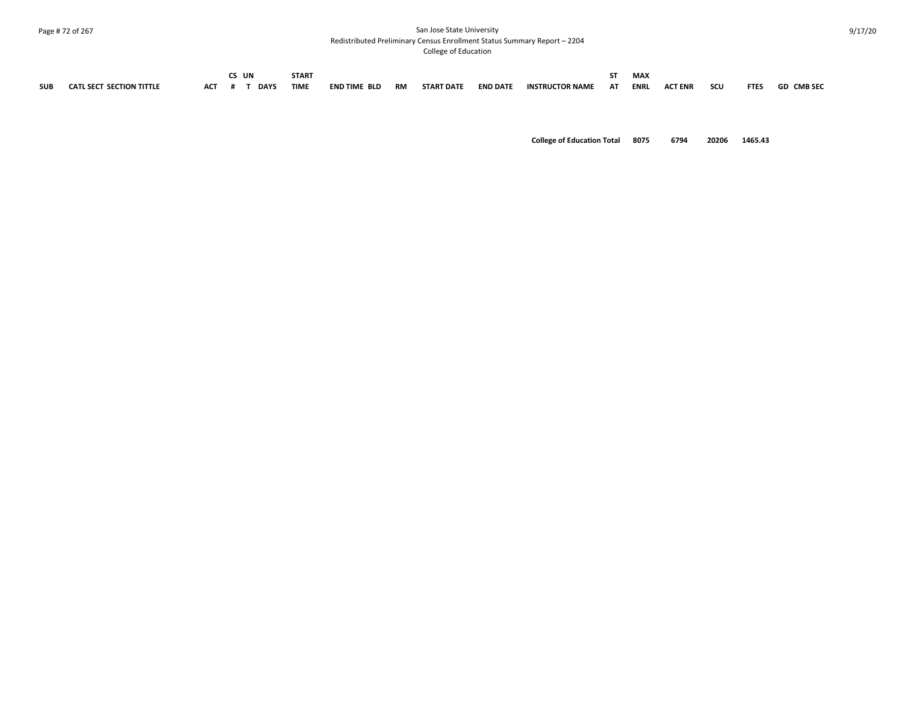| SUB | CATL SECT SECTION TITTLE | ACT | CS # | UN T | DAYS | START TIME | END TIME | BLD | RM | START DATE | END DATE | INSTRUCTOR NAME | ST AT | MAX ENRL | ACT ENR | SCU | FTES | GD | CMB SEC |
|---|---|---|---|---|---|---|---|---|---|---|---|---|---|---|---|---|---|---|---|
| | | | | | | | | | | | | **College of Education Total** | | **8075** | **6794** | **20206** | **1465.43** | | |